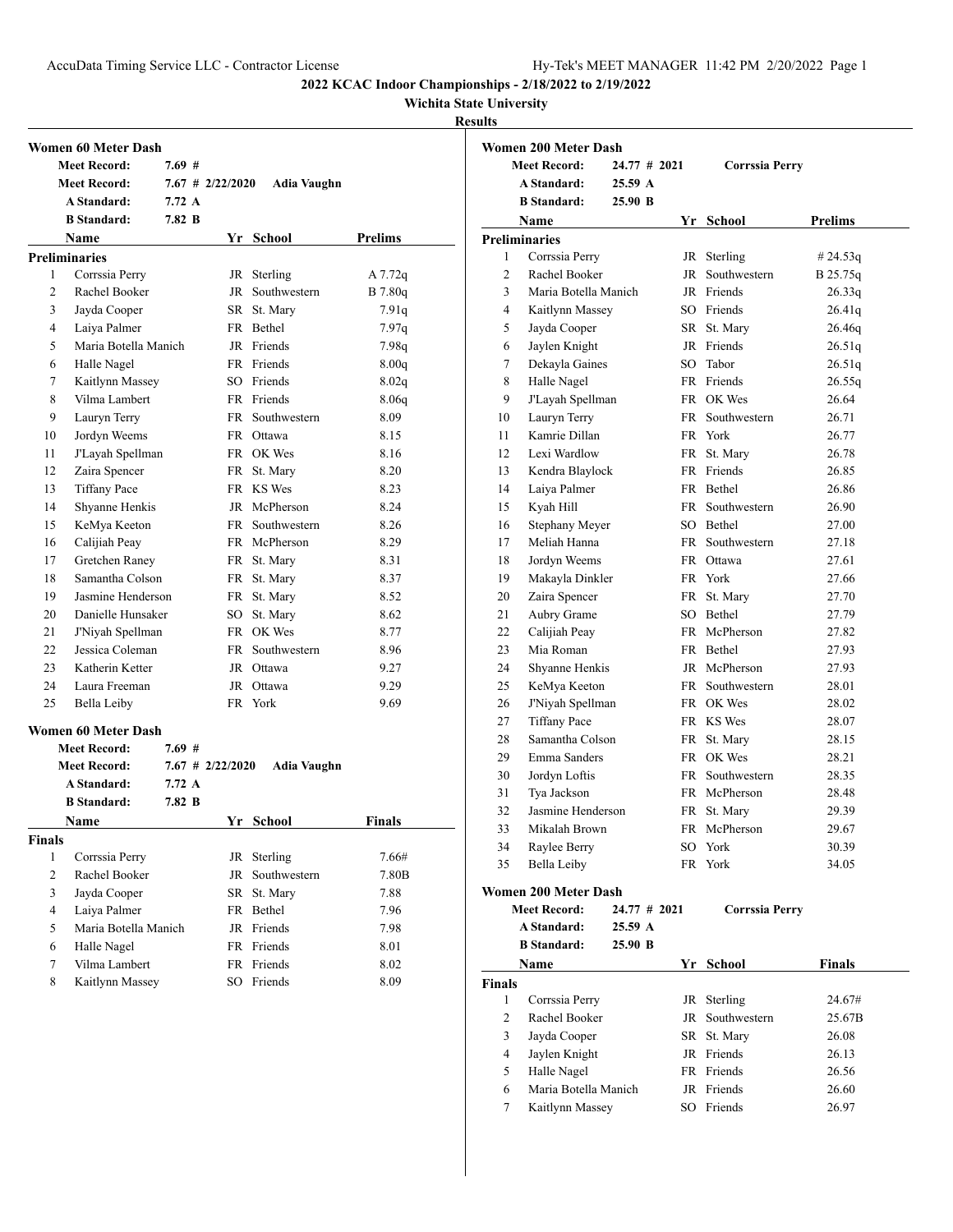**2022 KCAC Indoor Championships - 2/18/2022 to 2/19/2022**

**Wichita State University**

**Results**

## Women 60 Meter Dash

**Meet Record:** 7.69 #

**Meet Record:** 7.67 # 2/22/2020 Adia Vaughn

**A Standard:** 7.72 A

**B Standard:** 7.82 B

**Preliminaries**

| | Name | Yr | School | Prelims |
|---|---|---|---|---|
| 1 | Corrssia Perry | JR | Sterling | A 7.72q |
| 2 | Rachel Booker | JR | Southwestern | B 7.80q |
| 3 | Jayda Cooper | SR | St. Mary | 7.91q |
| 4 | Laiya Palmer | FR | Bethel | 7.97q |
| 5 | Maria Botella Manich | JR | Friends | 7.98q |
| 6 | Halle Nagel | FR | Friends | 8.00q |
| 7 | Kaitlynn Massey | SO | Friends | 8.02q |
| 8 | Vilma Lambert | FR | Friends | 8.06q |
| 9 | Lauryn Terry | FR | Southwestern | 8.09 |
| 10 | Jordyn Weems | FR | Ottawa | 8.15 |
| 11 | J'Layah Spellman | FR | OK Wes | 8.16 |
| 12 | Zaira Spencer | FR | St. Mary | 8.20 |
| 13 | Tiffany Pace | FR | KS Wes | 8.23 |
| 14 | Shyanne Henkis | JR | McPherson | 8.24 |
| 15 | KeMya Keeton | FR | Southwestern | 8.26 |
| 16 | Calijiah Peay | FR | McPherson | 8.29 |
| 17 | Gretchen Raney | FR | St. Mary | 8.31 |
| 18 | Samantha Colson | FR | St. Mary | 8.37 |
| 19 | Jasmine Henderson | FR | St. Mary | 8.52 |
| 20 | Danielle Hunsaker | SO | St. Mary | 8.62 |
| 21 | J'Niyah Spellman | FR | OK Wes | 8.77 |
| 22 | Jessica Coleman | FR | Southwestern | 8.96 |
| 23 | Katherin Ketter | JR | Ottawa | 9.27 |
| 24 | Laura Freeman | JR | Ottawa | 9.29 |
| 25 | Bella Leiby | FR | York | 9.69 |

## Women 60 Meter Dash

**Meet Record:** 7.69 #

**Meet Record:** 7.67 # 2/22/2020 Adia Vaughn

**A Standard:** 7.72 A

**B Standard:** 7.82 B

**Finals**

| | Name | Yr | School | Finals |
|---|---|---|---|---|
| 1 | Corrssia Perry | JR | Sterling | 7.66# |
| 2 | Rachel Booker | JR | Southwestern | 7.80B |
| 3 | Jayda Cooper | SR | St. Mary | 7.88 |
| 4 | Laiya Palmer | FR | Bethel | 7.96 |
| 5 | Maria Botella Manich | JR | Friends | 7.98 |
| 6 | Halle Nagel | FR | Friends | 8.01 |
| 7 | Vilma Lambert | FR | Friends | 8.02 |
| 8 | Kaitlynn Massey | SO | Friends | 8.09 |

## Women 200 Meter Dash

**Meet Record:** 24.77 # 2021 Corrssia Perry

**A Standard:** 25.59 A

**B Standard:** 25.90 B

**Preliminaries**

| | Name | Yr | School | Prelims |
|---|---|---|---|---|
| 1 | Corrssia Perry | JR | Sterling | # 24.53q |
| 2 | Rachel Booker | JR | Southwestern | B 25.75q |
| 3 | Maria Botella Manich | JR | Friends | 26.33q |
| 4 | Kaitlynn Massey | SO | Friends | 26.41q |
| 5 | Jayda Cooper | SR | St. Mary | 26.46q |
| 6 | Jaylen Knight | JR | Friends | 26.51q |
| 7 | Dekayla Gaines | SO | Tabor | 26.51q |
| 8 | Halle Nagel | FR | Friends | 26.55q |
| 9 | J'Layah Spellman | FR | OK Wes | 26.64 |
| 10 | Lauryn Terry | FR | Southwestern | 26.71 |
| 11 | Kamrie Dillan | FR | York | 26.77 |
| 12 | Lexi Wardlow | FR | St. Mary | 26.78 |
| 13 | Kendra Blaylock | FR | Friends | 26.85 |
| 14 | Laiya Palmer | FR | Bethel | 26.86 |
| 15 | Kyah Hill | FR | Southwestern | 26.90 |
| 16 | Stephany Meyer | SO | Bethel | 27.00 |
| 17 | Meliah Hanna | FR | Southwestern | 27.18 |
| 18 | Jordyn Weems | FR | Ottawa | 27.61 |
| 19 | Makayla Dinkler | FR | York | 27.66 |
| 20 | Zaira Spencer | FR | St. Mary | 27.70 |
| 21 | Aubry Grame | SO | Bethel | 27.79 |
| 22 | Calijiah Peay | FR | McPherson | 27.82 |
| 23 | Mia Roman | FR | Bethel | 27.93 |
| 24 | Shyanne Henkis | JR | McPherson | 27.93 |
| 25 | KeMya Keeton | FR | Southwestern | 28.01 |
| 26 | J'Niyah Spellman | FR | OK Wes | 28.02 |
| 27 | Tiffany Pace | FR | KS Wes | 28.07 |
| 28 | Samantha Colson | FR | St. Mary | 28.15 |
| 29 | Emma Sanders | FR | OK Wes | 28.21 |
| 30 | Jordyn Loftis | FR | Southwestern | 28.35 |
| 31 | Tya Jackson | FR | McPherson | 28.48 |
| 32 | Jasmine Henderson | FR | St. Mary | 29.39 |
| 33 | Mikalah Brown | FR | McPherson | 29.67 |
| 34 | Raylee Berry | SO | York | 30.39 |
| 35 | Bella Leiby | FR | York | 34.05 |

## Women 200 Meter Dash

**Meet Record:** 24.77 # 2021 Corrssia Perry

**A Standard:** 25.59 A

**B Standard:** 25.90 B

**Finals**

| | Name | Yr | School | Finals |
|---|---|---|---|---|
| 1 | Corrssia Perry | JR | Sterling | 24.67# |
| 2 | Rachel Booker | JR | Southwestern | 25.67B |
| 3 | Jayda Cooper | SR | St. Mary | 26.08 |
| 4 | Jaylen Knight | JR | Friends | 26.13 |
| 5 | Halle Nagel | FR | Friends | 26.56 |
| 6 | Maria Botella Manich | JR | Friends | 26.60 |
| 7 | Kaitlynn Massey | SO | Friends | 26.97 |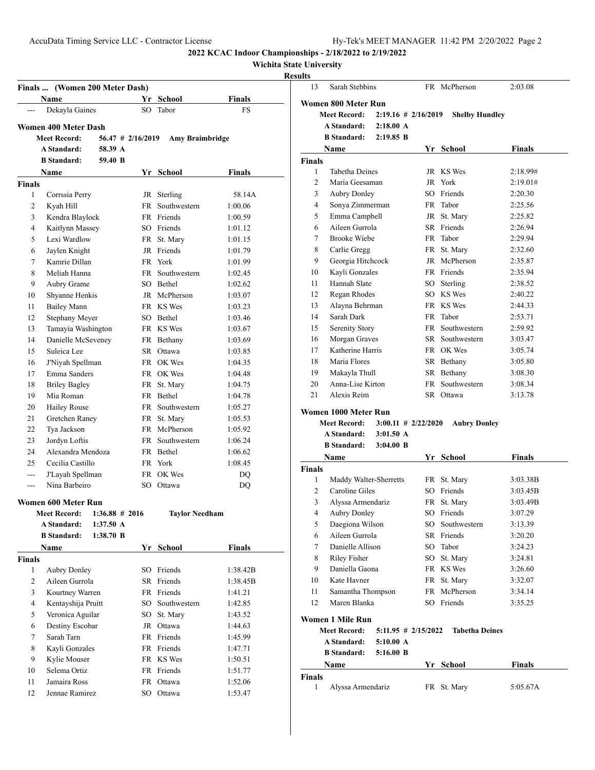## 2022 KCAC Indoor Championships - 2/18/2022 to 2/19/2022

### Wichita State University

### Results

#### Finals ... (Women 200 Meter Dash)

| | Name | Yr | School | Finals |
|---|---|---|---|---|
| --- | Dekayla Gaines | SO | Tabor | FS |

#### Women 400 Meter Dash

Meet Record: 56.47 # 2/16/2019 Amy Braimbridge
A Standard: 58.39 A
B Standard: 59.40 B

| | Name | Yr | School | Finals |
|---|---|---|---|---|
| **Finals** | | | | |
| 1 | Corrssia Perry | JR | Sterling | 58.14A |
| 2 | Kyah Hill | FR | Southwestern | 1:00.06 |
| 3 | Kendra Blaylock | FR | Friends | 1:00.59 |
| 4 | Kaitlynn Massey | SO | Friends | 1:01.12 |
| 5 | Lexi Wardlow | FR | St. Mary | 1:01.15 |
| 6 | Jaylen Knight | JR | Friends | 1:01.79 |
| 7 | Kamrie Dillan | FR | York | 1:01.99 |
| 8 | Meliah Hanna | FR | Southwestern | 1:02.45 |
| 9 | Aubry Grame | SO | Bethel | 1:02.62 |
| 10 | Shyanne Henkis | JR | McPherson | 1:03.07 |
| 11 | Bailey Mann | FR | KS Wes | 1:03.23 |
| 12 | Stephany Meyer | SO | Bethel | 1:03.46 |
| 13 | Tamayia Washington | FR | KS Wes | 1:03.67 |
| 14 | Danielle McSeveney | FR | Bethany | 1:03.69 |
| 15 | Suleica Lee | SR | Ottawa | 1:03.85 |
| 16 | J'Niyah Spellman | FR | OK Wes | 1:04.35 |
| 17 | Emma Sanders | FR | OK Wes | 1:04.48 |
| 18 | Briley Bagley | FR | St. Mary | 1:04.75 |
| 19 | Mia Roman | FR | Bethel | 1:04.78 |
| 20 | Hailey Rouse | FR | Southwestern | 1:05.27 |
| 21 | Gretchen Raney | FR | St. Mary | 1:05.53 |
| 22 | Tya Jackson | FR | McPherson | 1:05.92 |
| 23 | Jordyn Loftis | FR | Southwestern | 1:06.24 |
| 24 | Alexandra Mendoza | FR | Bethel | 1:06.62 |
| 25 | Cecilia Castillo | FR | York | 1:08.45 |
| --- | J'Layah Spellman | FR | OK Wes | DQ |
| --- | Nina Barbeiro | SO | Ottawa | DQ |

#### Women 600 Meter Run

Meet Record: 1:36.88 # 2016 Taylor Needham
A Standard: 1:37.50 A
B Standard: 1:38.70 B

| | Name | Yr | School | Finals |
|---|---|---|---|---|
| **Finals** | | | | |
| 1 | Aubry Donley | SO | Friends | 1:38.42B |
| 2 | Aileen Gurrola | SR | Friends | 1:38.45B |
| 3 | Kourtney Warren | FR | Friends | 1:41.21 |
| 4 | Kentayshija Pruitt | SO | Southwestern | 1:42.85 |
| 5 | Veronica Aguilar | SO | St. Mary | 1:43.52 |
| 6 | Destiny Escobar | JR | Ottawa | 1:44.63 |
| 7 | Sarah Tarn | FR | Friends | 1:45.99 |
| 8 | Kayli Gonzales | FR | Friends | 1:47.71 |
| 9 | Kylie Mouser | FR | KS Wes | 1:50.51 |
| 10 | Selema Ortiz | FR | Friends | 1:51.77 |
| 11 | Jamaira Ross | FR | Ottawa | 1:52.06 |
| 12 | Jennae Ramirez | SO | Ottawa | 1:53.47 |
| 13 | Sarah Stebbins | FR | McPherson | 2:03.08 |

#### Women 800 Meter Run

Meet Record: 2:19.16 # 2/16/2019 Shelby Hundley
A Standard: 2:18.00 A
B Standard: 2:19.85 B

| | Name | Yr | School | Finals |
|---|---|---|---|---|
| **Finals** | | | | |
| 1 | Tabetha Deines | JR | KS Wes | 2:18.99# |
| 2 | Maria Geesaman | JR | York | 2:19.01# |
| 3 | Aubry Donley | SO | Friends | 2:20.30 |
| 4 | Sonya Zimmerman | FR | Tabor | 2:25.56 |
| 5 | Emma Campbell | JR | St. Mary | 2:25.82 |
| 6 | Aileen Gurrola | SR | Friends | 2:26.94 |
| 7 | Brooke Wiebe | FR | Tabor | 2:29.94 |
| 8 | Carlie Gregg | FR | St. Mary | 2:32.60 |
| 9 | Georgia Hitchcock | JR | McPherson | 2:35.87 |
| 10 | Kayli Gonzales | FR | Friends | 2:35.94 |
| 11 | Hannah Slate | SO | Sterling | 2:38.52 |
| 12 | Regan Rhodes | SO | KS Wes | 2:40.22 |
| 13 | Alayna Behrman | FR | KS Wes | 2:44.33 |
| 14 | Sarah Dark | FR | Tabor | 2:53.71 |
| 15 | Serenity Story | FR | Southwestern | 2:59.92 |
| 16 | Morgan Graves | SR | Southwestern | 3:03.47 |
| 17 | Katherine Harris | FR | OK Wes | 3:05.74 |
| 18 | Maria Flores | SR | Bethany | 3:05.80 |
| 19 | Makayla Thull | SR | Bethany | 3:08.30 |
| 20 | Anna-Lise Kirton | FR | Southwestern | 3:08.34 |
| 21 | Alexis Reim | SR | Ottawa | 3:13.78 |

#### Women 1000 Meter Run

Meet Record: 3:00.11 # 2/22/2020 Aubry Donley
A Standard: 3:01.50 A
B Standard: 3:04.00 B

| | Name | Yr | School | Finals |
|---|---|---|---|---|
| **Finals** | | | | |
| 1 | Maddy Walter-Sherretts | FR | St. Mary | 3:03.38B |
| 2 | Caroline Giles | SO | Friends | 3:03.45B |
| 3 | Alyssa Armendariz | FR | St. Mary | 3:03.49B |
| 4 | Aubry Donley | SO | Friends | 3:07.29 |
| 5 | Daegiona Wilson | SO | Southwestern | 3:13.39 |
| 6 | Aileen Gurrola | SR | Friends | 3:20.20 |
| 7 | Danielle Allison | SO | Tabor | 3:24.23 |
| 8 | Riley Fisher | SO | St. Mary | 3:24.81 |
| 9 | Daniella Gaona | FR | KS Wes | 3:26.60 |
| 10 | Kate Havner | FR | St. Mary | 3:32.07 |
| 11 | Samantha Thompson | FR | McPherson | 3:34.14 |
| 12 | Maren Blanka | SO | Friends | 3:35.25 |

#### Women 1 Mile Run

Meet Record: 5:11.95 # 2/15/2022 Tabetha Deines
A Standard: 5:10.00 A
B Standard: 5:16.00 B

| | Name | Yr | School | Finals |
|---|---|---|---|---|
| **Finals** | | | | |
| 1 | Alyssa Armendariz | FR | St. Mary | 5:05.67A |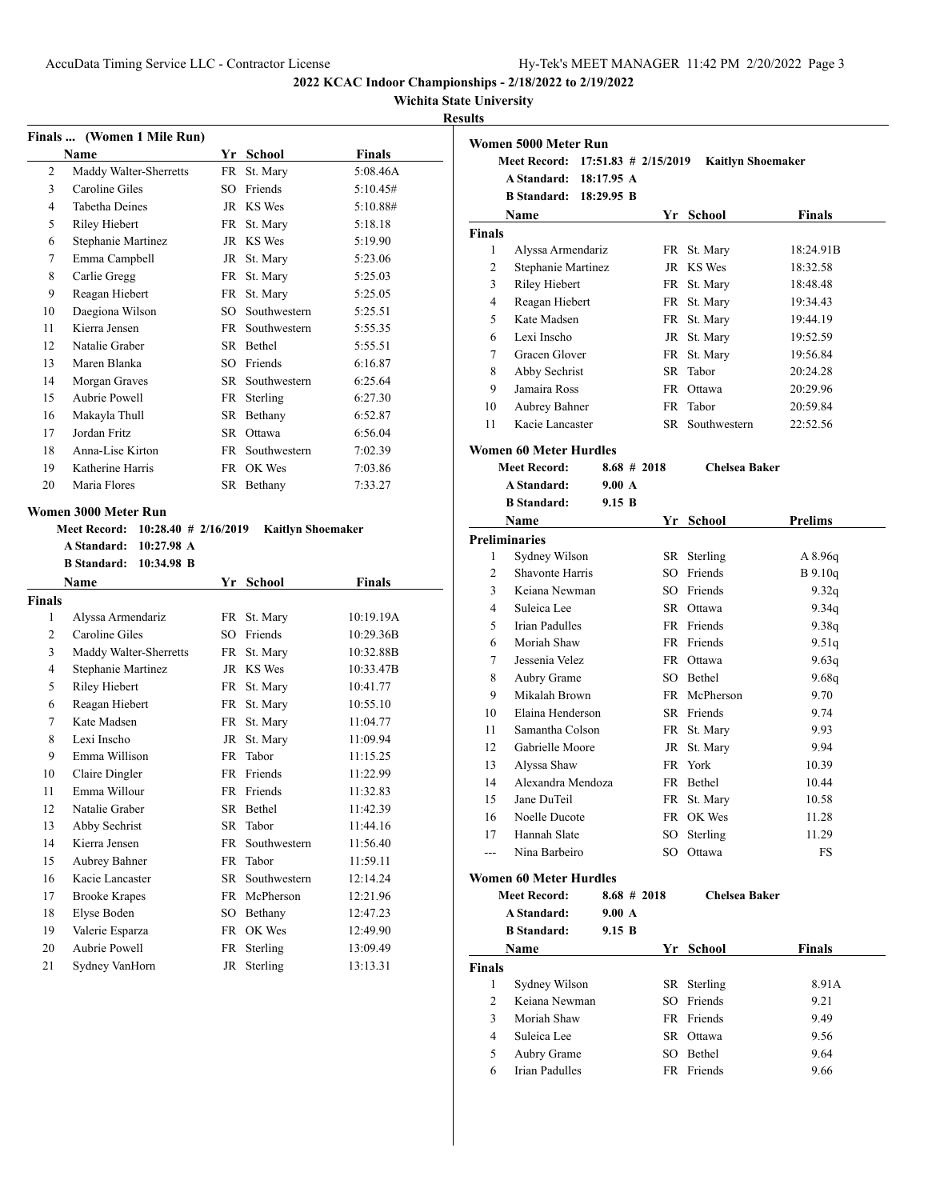# 2022 KCAC Indoor Championships - 2/18/2022 to 2/19/2022

**Wichita State University**

**Results**

### Finals ... (Women 1 Mile Run)

| | Name | Yr | School | Finals |
|---|---|---|---|---|
| 2 | Maddy Walter-Sherretts | FR | St. Mary | 5:08.46A |
| 3 | Caroline Giles | SO | Friends | 5:10.45# |
| 4 | Tabetha Deines | JR | KS Wes | 5:10.88# |
| 5 | Riley Hiebert | FR | St. Mary | 5:18.18 |
| 6 | Stephanie Martinez | JR | KS Wes | 5:19.90 |
| 7 | Emma Campbell | JR | St. Mary | 5:23.06 |
| 8 | Carlie Gregg | FR | St. Mary | 5:25.03 |
| 9 | Reagan Hiebert | FR | St. Mary | 5:25.05 |
| 10 | Daegiona Wilson | SO | Southwestern | 5:25.51 |
| 11 | Kierra Jensen | FR | Southwestern | 5:55.35 |
| 12 | Natalie Graber | SR | Bethel | 5:55.51 |
| 13 | Maren Blanka | SO | Friends | 6:16.87 |
| 14 | Morgan Graves | SR | Southwestern | 6:25.64 |
| 15 | Aubrie Powell | FR | Sterling | 6:27.30 |
| 16 | Makayla Thull | SR | Bethany | 6:52.87 |
| 17 | Jordan Fritz | SR | Ottawa | 6:56.04 |
| 18 | Anna-Lise Kirton | FR | Southwestern | 7:02.39 |
| 19 | Katherine Harris | FR | OK Wes | 7:03.86 |
| 20 | Maria Flores | SR | Bethany | 7:33.27 |

### Women 3000 Meter Run

Meet Record: 10:28.40 # 2/16/2019 Kaitlyn Shoemaker
A Standard: 10:27.98 A
B Standard: 10:34.98 B

| | Name | Yr | School | Finals |
|---|---|---|---|---|
| **Finals** | | | | |
| 1 | Alyssa Armendariz | FR | St. Mary | 10:19.19A |
| 2 | Caroline Giles | SO | Friends | 10:29.36B |
| 3 | Maddy Walter-Sherretts | FR | St. Mary | 10:32.88B |
| 4 | Stephanie Martinez | JR | KS Wes | 10:33.47B |
| 5 | Riley Hiebert | FR | St. Mary | 10:41.77 |
| 6 | Reagan Hiebert | FR | St. Mary | 10:55.10 |
| 7 | Kate Madsen | FR | St. Mary | 11:04.77 |
| 8 | Lexi Inscho | JR | St. Mary | 11:09.94 |
| 9 | Emma Willison | FR | Tabor | 11:15.25 |
| 10 | Claire Dingler | FR | Friends | 11:22.99 |
| 11 | Emma Willour | FR | Friends | 11:32.83 |
| 12 | Natalie Graber | SR | Bethel | 11:42.39 |
| 13 | Abby Sechrist | SR | Tabor | 11:44.16 |
| 14 | Kierra Jensen | FR | Southwestern | 11:56.40 |
| 15 | Aubrey Bahner | FR | Tabor | 11:59.11 |
| 16 | Kacie Lancaster | SR | Southwestern | 12:14.24 |
| 17 | Brooke Krapes | FR | McPherson | 12:21.96 |
| 18 | Elyse Boden | SO | Bethany | 12:47.23 |
| 19 | Valerie Esparza | FR | OK Wes | 12:49.90 |
| 20 | Aubrie Powell | FR | Sterling | 13:09.49 |
| 21 | Sydney VanHorn | JR | Sterling | 13:13.31 |

### Women 5000 Meter Run

Meet Record: 17:51.83 # 2/15/2019 Kaitlyn Shoemaker
A Standard: 18:17.95 A
B Standard: 18:29.95 B

| | Name | Yr | School | Finals |
|---|---|---|---|---|
| **Finals** | | | | |
| 1 | Alyssa Armendariz | FR | St. Mary | 18:24.91B |
| 2 | Stephanie Martinez | JR | KS Wes | 18:32.58 |
| 3 | Riley Hiebert | FR | St. Mary | 18:48.48 |
| 4 | Reagan Hiebert | FR | St. Mary | 19:34.43 |
| 5 | Kate Madsen | FR | St. Mary | 19:44.19 |
| 6 | Lexi Inscho | JR | St. Mary | 19:52.59 |
| 7 | Gracen Glover | FR | St. Mary | 19:56.84 |
| 8 | Abby Sechrist | SR | Tabor | 20:24.28 |
| 9 | Jamaira Ross | FR | Ottawa | 20:29.96 |
| 10 | Aubrey Bahner | FR | Tabor | 20:59.84 |
| 11 | Kacie Lancaster | SR | Southwestern | 22:52.56 |

### Women 60 Meter Hurdles

Meet Record: 8.68 # 2018 Chelsea Baker
A Standard: 9.00 A
B Standard: 9.15 B

| | Name | Yr | School | Prelims |
|---|---|---|---|---|
| **Preliminaries** | | | | |
| 1 | Sydney Wilson | SR | Sterling | A 8.96q |
| 2 | Shavonte Harris | SO | Friends | B 9.10q |
| 3 | Keiana Newman | SO | Friends | 9.32q |
| 4 | Suleica Lee | SR | Ottawa | 9.34q |
| 5 | Irian Padulles | FR | Friends | 9.38q |
| 6 | Moriah Shaw | FR | Friends | 9.51q |
| 7 | Jessenia Velez | FR | Ottawa | 9.63q |
| 8 | Aubry Grame | SO | Bethel | 9.68q |
| 9 | Mikalah Brown | FR | McPherson | 9.70 |
| 10 | Elaina Henderson | SR | Friends | 9.74 |
| 11 | Samantha Colson | FR | St. Mary | 9.93 |
| 12 | Gabrielle Moore | JR | St. Mary | 9.94 |
| 13 | Alyssa Shaw | FR | York | 10.39 |
| 14 | Alexandra Mendoza | FR | Bethel | 10.44 |
| 15 | Jane DuTeil | FR | St. Mary | 10.58 |
| 16 | Noelle Ducote | FR | OK Wes | 11.28 |
| 17 | Hannah Slate | SO | Sterling | 11.29 |
| --- | Nina Barbeiro | SO | Ottawa | FS |

### Women 60 Meter Hurdles

Meet Record: 8.68 # 2018 Chelsea Baker
A Standard: 9.00 A
B Standard: 9.15 B

| | Name | Yr | School | Finals |
|---|---|---|---|---|
| **Finals** | | | | |
| 1 | Sydney Wilson | SR | Sterling | 8.91A |
| 2 | Keiana Newman | SO | Friends | 9.21 |
| 3 | Moriah Shaw | FR | Friends | 9.49 |
| 4 | Suleica Lee | SR | Ottawa | 9.56 |
| 5 | Aubry Grame | SO | Bethel | 9.64 |
| 6 | Irian Padulles | FR | Friends | 9.66 |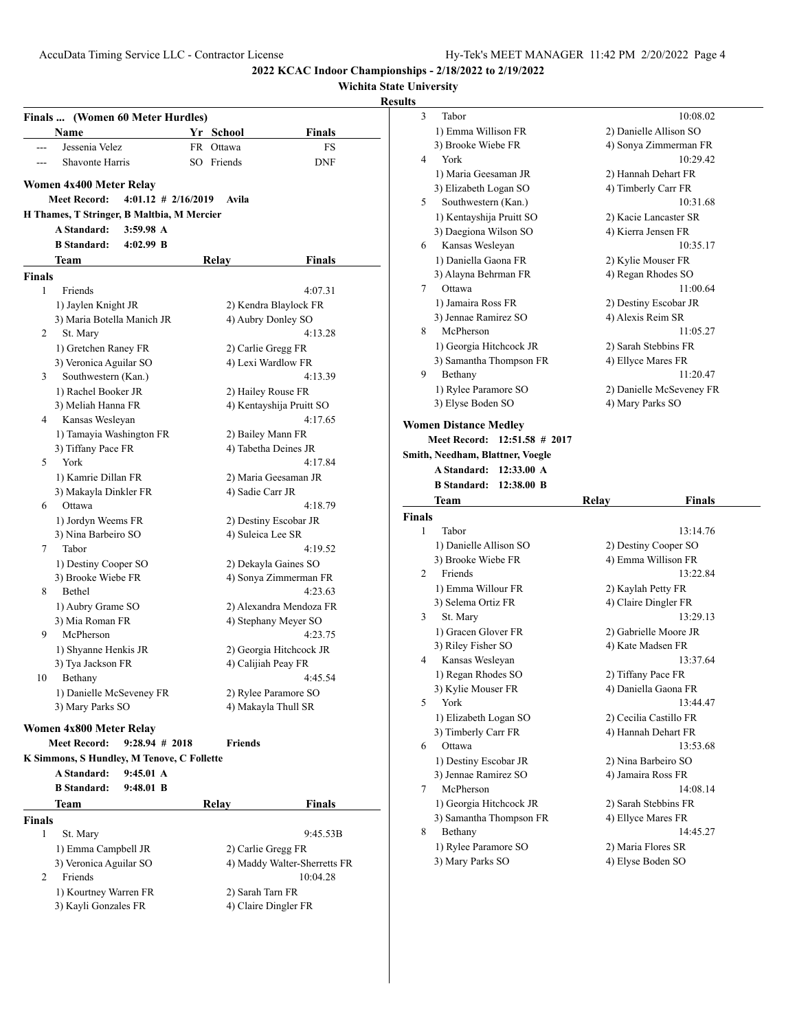## Finals ... (Women 60 Meter Hurdles)

| | Name | Yr | School | Finals |
|---|---|---|---|---|
| --- | Jessenia Velez | FR | Ottawa | FS |
| --- | Shavonte Harris | SO | Friends | DNF |

## Women 4x400 Meter Relay

**Meet Record:** 4:01.12 # 2/16/2019 Avila
H Thames, T Stringer, B Maltbia, M Mercier
**A Standard:** 3:59.98 A
**B Standard:** 4:02.99 B

### Finals

| | Team | Relay | Finals |
|---|---|---|---|
| 1 | Friends | | 4:07.31 |
| | 1) Jaylen Knight JR | 2) Kendra Blaylock FR | |
| | 3) Maria Botella Manich JR | 4) Aubry Donley SO | |
| 2 | St. Mary | | 4:13.28 |
| | 1) Gretchen Raney FR | 2) Carlie Gregg FR | |
| | 3) Veronica Aguilar SO | 4) Lexi Wardlow FR | |
| 3 | Southwestern (Kan.) | | 4:13.39 |
| | 1) Rachel Booker JR | 2) Hailey Rouse FR | |
| | 3) Meliah Hanna FR | 4) Kentayshija Pruitt SO | |
| 4 | Kansas Wesleyan | | 4:17.65 |
| | 1) Tamayia Washington FR | 2) Bailey Mann FR | |
| | 3) Tiffany Pace FR | 4) Tabetha Deines JR | |
| 5 | York | | 4:17.84 |
| | 1) Kamrie Dillan FR | 2) Maria Geesaman JR | |
| | 3) Makayla Dinkler FR | 4) Sadie Carr JR | |
| 6 | Ottawa | | 4:18.79 |
| | 1) Jordyn Weems FR | 2) Destiny Escobar JR | |
| | 3) Nina Barbeiro SO | 4) Suleica Lee SR | |
| 7 | Tabor | | 4:19.52 |
| | 1) Destiny Cooper SO | 2) Dekayla Gaines SO | |
| | 3) Brooke Wiebe FR | 4) Sonya Zimmerman FR | |
| 8 | Bethel | | 4:23.63 |
| | 1) Aubry Grame SO | 2) Alexandra Mendoza FR | |
| | 3) Mia Roman FR | 4) Stephany Meyer SO | |
| 9 | McPherson | | 4:23.75 |
| | 1) Shyanne Henkis JR | 2) Georgia Hitchcock JR | |
| | 3) Tya Jackson FR | 4) Calijiah Peay FR | |
| 10 | Bethany | | 4:45.54 |
| | 1) Danielle McSeveney FR | 2) Rylee Paramore SO | |
| | 3) Mary Parks SO | 4) Makayla Thull SR | |

## Women 4x800 Meter Relay

**Meet Record:** 9:28.94 # 2018 Friends
K Simmons, S Hundley, M Tenove, C Follette
**A Standard:** 9:45.01 A
**B Standard:** 9:48.01 B

### Finals

| | Team | Relay | Finals |
|---|---|---|---|
| 1 | St. Mary | | 9:45.53B |
| | 1) Emma Campbell JR | 2) Carlie Gregg FR | |
| | 3) Veronica Aguilar SO | 4) Maddy Walter-Sherretts FR | |
| 2 | Friends | | 10:04.28 |
| | 1) Kourtney Warren FR | 2) Sarah Tarn FR | |
| | 3) Kayli Gonzales FR | 4) Claire Dingler FR | |
| 3 | Tabor | | 10:08.02 |
| | 1) Emma Willison FR | 2) Danielle Allison SO | |
| | 3) Brooke Wiebe FR | 4) Sonya Zimmerman FR | |
| 4 | York | | 10:29.42 |
| | 1) Maria Geesaman JR | 2) Hannah Dehart FR | |
| | 3) Elizabeth Logan SO | 4) Timberly Carr FR | |
| 5 | Southwestern (Kan.) | | 10:31.68 |
| | 1) Kentayshija Pruitt SO | 2) Kacie Lancaster SR | |
| | 3) Daegiona Wilson SO | 4) Kierra Jensen FR | |
| 6 | Kansas Wesleyan | | 10:35.17 |
| | 1) Daniella Gaona FR | 2) Kylie Mouser FR | |
| | 3) Alayna Behrman FR | 4) Regan Rhodes SO | |
| 7 | Ottawa | | 11:00.64 |
| | 1) Jamaira Ross FR | 2) Destiny Escobar JR | |
| | 3) Jennae Ramirez SO | 4) Alexis Reim SR | |
| 8 | McPherson | | 11:05.27 |
| | 1) Georgia Hitchcock JR | 2) Sarah Stebbins FR | |
| | 3) Samantha Thompson FR | 4) Ellyce Mares FR | |
| 9 | Bethany | | 11:20.47 |
| | 1) Rylee Paramore SO | 2) Danielle McSeveney FR | |
| | 3) Elyse Boden SO | 4) Mary Parks SO | |

## Women Distance Medley

**Meet Record:** 12:51.58 # 2017
Smith, Needham, Blattner, Voegle
**A Standard:** 12:33.00 A
**B Standard:** 12:38.00 B

### Finals

| | Team | Relay | Finals |
|---|---|---|---|
| 1 | Tabor | | 13:14.76 |
| | 1) Danielle Allison SO | 2) Destiny Cooper SO | |
| | 3) Brooke Wiebe FR | 4) Emma Willison FR | |
| 2 | Friends | | 13:22.84 |
| | 1) Emma Willour FR | 2) Kaylah Petty FR | |
| | 3) Selema Ortiz FR | 4) Claire Dingler FR | |
| 3 | St. Mary | | 13:29.13 |
| | 1) Gracen Glover FR | 2) Gabrielle Moore JR | |
| | 3) Riley Fisher SO | 4) Kate Madsen FR | |
| 4 | Kansas Wesleyan | | 13:37.64 |
| | 1) Regan Rhodes SO | 2) Tiffany Pace FR | |
| | 3) Kylie Mouser FR | 4) Daniella Gaona FR | |
| 5 | York | | 13:44.47 |
| | 1) Elizabeth Logan SO | 2) Cecilia Castillo FR | |
| | 3) Timberly Carr FR | 4) Hannah Dehart FR | |
| 6 | Ottawa | | 13:53.68 |
| | 1) Destiny Escobar JR | 2) Nina Barbeiro SO | |
| | 3) Jennae Ramirez SO | 4) Jamaira Ross FR | |
| 7 | McPherson | | 14:08.14 |
| | 1) Georgia Hitchcock JR | 2) Sarah Stebbins FR | |
| | 3) Samantha Thompson FR | 4) Ellyce Mares FR | |
| 8 | Bethany | | 14:45.27 |
| | 1) Rylee Paramore SO | 2) Maria Flores SR | |
| | 3) Mary Parks SO | 4) Elyse Boden SO | |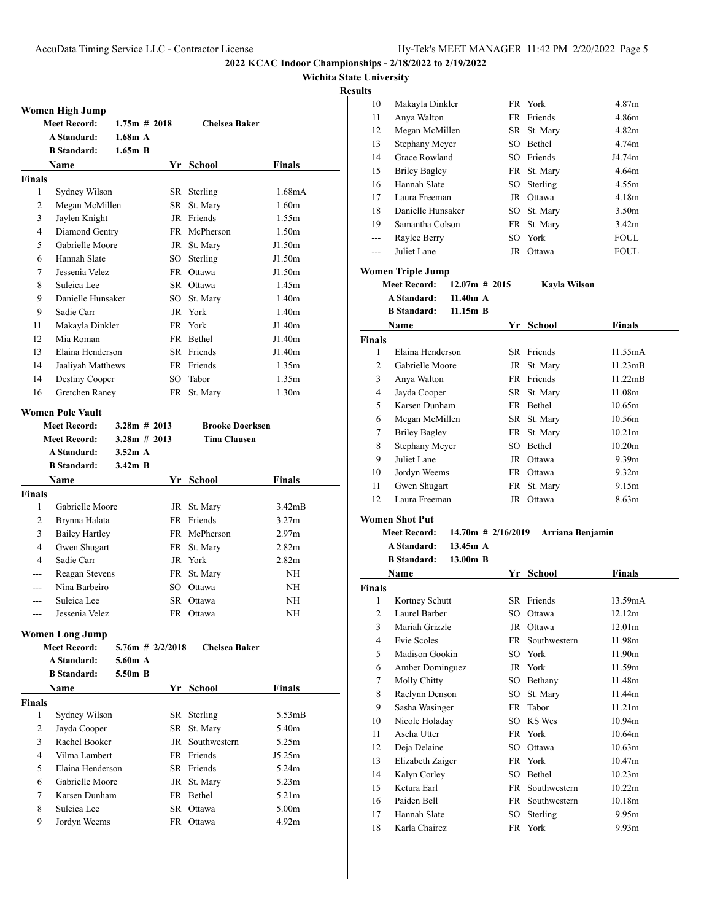# 2022 KCAC Indoor Championships - 2/18/2022 to 2/19/2022

**Wichita State University**

**Results**

## Women High Jump

| | | | |
|---|---|---|---|
| **Meet Record:** | 1.75m # 2018 | **Chelsea Baker** | |
| **A Standard:** | 1.68m A | | |
| **B Standard:** | 1.65m B | | |

| | Name | Yr | School | Finals |
|---|---|---|---|---|
| **Finals** | | | | |
| 1 | Sydney Wilson | SR | Sterling | 1.68mA |
| 2 | Megan McMillen | SR | St. Mary | 1.60m |
| 3 | Jaylen Knight | JR | Friends | 1.55m |
| 4 | Diamond Gentry | FR | McPherson | 1.50m |
| 5 | Gabrielle Moore | JR | St. Mary | J1.50m |
| 6 | Hannah Slate | SO | Sterling | J1.50m |
| 7 | Jessenia Velez | FR | Ottawa | J1.50m |
| 8 | Suleica Lee | SR | Ottawa | 1.45m |
| 9 | Danielle Hunsaker | SO | St. Mary | 1.40m |
| 9 | Sadie Carr | JR | York | 1.40m |
| 11 | Makayla Dinkler | FR | York | J1.40m |
| 12 | Mia Roman | FR | Bethel | J1.40m |
| 13 | Elaina Henderson | SR | Friends | J1.40m |
| 14 | Jaaliyah Matthews | FR | Friends | 1.35m |
| 14 | Destiny Cooper | SO | Tabor | 1.35m |
| 16 | Gretchen Raney | FR | St. Mary | 1.30m |

## Women Pole Vault

| | | | |
|---|---|---|---|
| **Meet Record:** | 3.28m # 2013 | **Brooke Doerksen** | |
| **Meet Record:** | 3.28m # 2013 | **Tina Clausen** | |
| **A Standard:** | 3.52m A | | |
| **B Standard:** | 3.42m B | | |

| | Name | Yr | School | Finals |
|---|---|---|---|---|
| **Finals** | | | | |
| 1 | Gabrielle Moore | JR | St. Mary | 3.42mB |
| 2 | Brynna Halata | FR | Friends | 3.27m |
| 3 | Bailey Hartley | FR | McPherson | 2.97m |
| 4 | Gwen Shugart | FR | St. Mary | 2.82m |
| 4 | Sadie Carr | JR | York | 2.82m |
| --- | Reagan Stevens | FR | St. Mary | NH |
| --- | Nina Barbeiro | SO | Ottawa | NH |
| --- | Suleica Lee | SR | Ottawa | NH |
| --- | Jessenia Velez | FR | Ottawa | NH |

## Women Long Jump

| | | | |
|---|---|---|---|
| **Meet Record:** | 5.76m # 2/2/2018 | **Chelsea Baker** | |
| **A Standard:** | 5.60m A | | |
| **B Standard:** | 5.50m B | | |

| | Name | Yr | School | Finals |
|---|---|---|---|---|
| **Finals** | | | | |
| 1 | Sydney Wilson | SR | Sterling | 5.53mB |
| 2 | Jayda Cooper | SR | St. Mary | 5.40m |
| 3 | Rachel Booker | JR | Southwestern | 5.25m |
| 4 | Vilma Lambert | FR | Friends | J5.25m |
| 5 | Elaina Henderson | SR | Friends | 5.24m |
| 6 | Gabrielle Moore | JR | St. Mary | 5.23m |
| 7 | Karsen Dunham | FR | Bethel | 5.21m |
| 8 | Suleica Lee | SR | Ottawa | 5.00m |
| 9 | Jordyn Weems | FR | Ottawa | 4.92m |
| 10 | Makayla Dinkler | FR | York | 4.87m |
| 11 | Anya Walton | FR | Friends | 4.86m |
| 12 | Megan McMillen | SR | St. Mary | 4.82m |
| 13 | Stephany Meyer | SO | Bethel | 4.74m |
| 14 | Grace Rowland | SO | Friends | J4.74m |
| 15 | Briley Bagley | FR | St. Mary | 4.64m |
| 16 | Hannah Slate | SO | Sterling | 4.55m |
| 17 | Laura Freeman | JR | Ottawa | 4.18m |
| 18 | Danielle Hunsaker | SO | St. Mary | 3.50m |
| 19 | Samantha Colson | FR | St. Mary | 3.42m |
| --- | Raylee Berry | SO | York | FOUL |
| --- | Juliet Lane | JR | Ottawa | FOUL |

## Women Triple Jump

| | | | |
|---|---|---|---|
| **Meet Record:** | 12.07m # 2015 | **Kayla Wilson** | |
| **A Standard:** | 11.40m A | | |
| **B Standard:** | 11.15m B | | |

| | Name | Yr | School | Finals |
|---|---|---|---|---|
| **Finals** | | | | |
| 1 | Elaina Henderson | SR | Friends | 11.55mA |
| 2 | Gabrielle Moore | JR | St. Mary | 11.23mB |
| 3 | Anya Walton | FR | Friends | 11.22mB |
| 4 | Jayda Cooper | SR | St. Mary | 11.08m |
| 5 | Karsen Dunham | FR | Bethel | 10.65m |
| 6 | Megan McMillen | SR | St. Mary | 10.56m |
| 7 | Briley Bagley | FR | St. Mary | 10.21m |
| 8 | Stephany Meyer | SO | Bethel | 10.20m |
| 9 | Juliet Lane | JR | Ottawa | 9.39m |
| 10 | Jordyn Weems | FR | Ottawa | 9.32m |
| 11 | Gwen Shugart | FR | St. Mary | 9.15m |
| 12 | Laura Freeman | JR | Ottawa | 8.63m |

## Women Shot Put

| | | | |
|---|---|---|---|
| **Meet Record:** | 14.70m # 2/16/2019 | **Arriana Benjamin** | |
| **A Standard:** | 13.45m A | | |
| **B Standard:** | 13.00m B | | |

| | Name | Yr | School | Finals |
|---|---|---|---|---|
| **Finals** | | | | |
| 1 | Kortney Schutt | SR | Friends | 13.59mA |
| 2 | Laurel Barber | SO | Ottawa | 12.12m |
| 3 | Mariah Grizzle | JR | Ottawa | 12.01m |
| 4 | Evie Scoles | FR | Southwestern | 11.98m |
| 5 | Madison Gookin | SO | York | 11.90m |
| 6 | Amber Dominguez | JR | York | 11.59m |
| 7 | Molly Chitty | SO | Bethany | 11.48m |
| 8 | Raelynn Denson | SO | St. Mary | 11.44m |
| 9 | Sasha Wasinger | FR | Tabor | 11.21m |
| 10 | Nicole Holaday | SO | KS Wes | 10.94m |
| 11 | Ascha Utter | FR | York | 10.64m |
| 12 | Deja Delaine | SO | Ottawa | 10.63m |
| 13 | Elizabeth Zaiger | FR | York | 10.47m |
| 14 | Kalyn Corley | SO | Bethel | 10.23m |
| 15 | Ketura Earl | FR | Southwestern | 10.22m |
| 16 | Paiden Bell | FR | Southwestern | 10.18m |
| 17 | Hannah Slate | SO | Sterling | 9.95m |
| 18 | Karla Chairez | FR | York | 9.93m |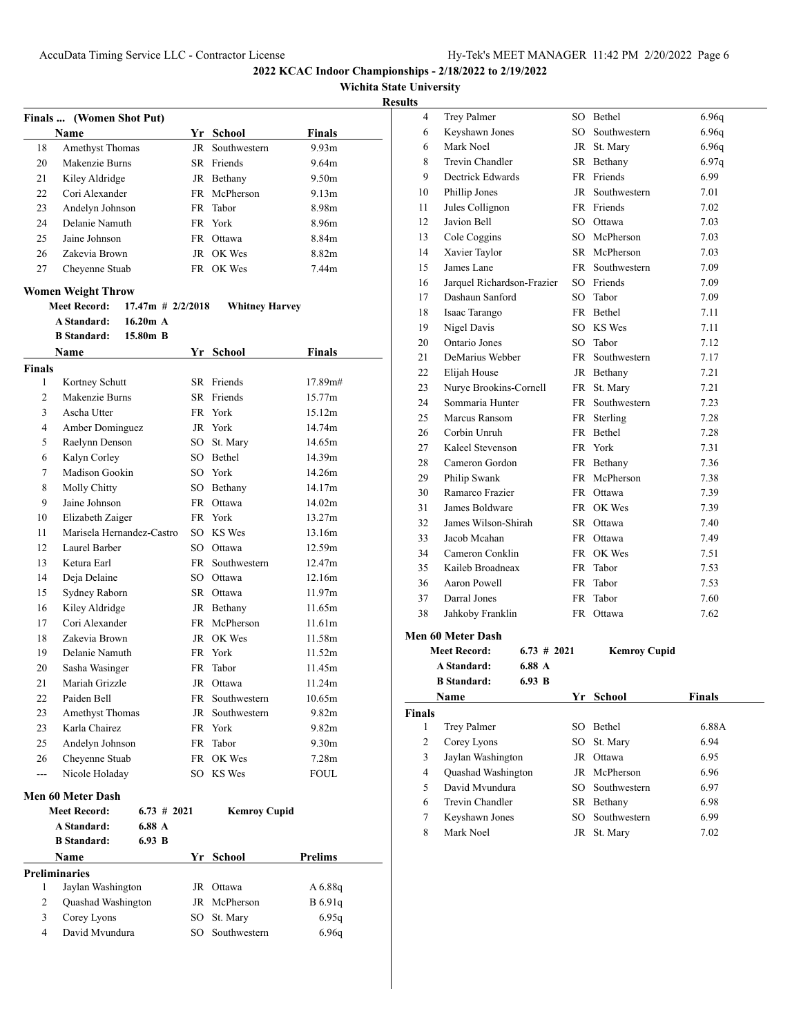## 2022 KCAC Indoor Championships - 2/18/2022 to 2/19/2022

### Wichita State University

### Results

### Finals ... (Women Shot Put)

| | Name | Yr | School | Finals |
|---|---|---|---|---|
| 18 | Amethyst Thomas | JR | Southwestern | 9.93m |
| 20 | Makenzie Burns | SR | Friends | 9.64m |
| 21 | Kiley Aldridge | JR | Bethany | 9.50m |
| 22 | Cori Alexander | FR | McPherson | 9.13m |
| 23 | Andelyn Johnson | FR | Tabor | 8.98m |
| 24 | Delanie Namuth | FR | York | 8.96m |
| 25 | Jaine Johnson | FR | Ottawa | 8.84m |
| 26 | Zakevia Brown | JR | OK Wes | 8.82m |
| 27 | Cheyenne Stuab | FR | OK Wes | 7.44m |

### Women Weight Throw

**Meet Record:** 17.47m # 2/2/2018 **Whitney Harvey**
**A Standard:** 16.20m A
**B Standard:** 15.80m B

**Finals**

| | Name | Yr | School | Finals |
|---|---|---|---|---|
| 1 | Kortney Schutt | SR | Friends | 17.89m# |
| 2 | Makenzie Burns | SR | Friends | 15.77m |
| 3 | Ascha Utter | FR | York | 15.12m |
| 4 | Amber Dominguez | JR | York | 14.74m |
| 5 | Raelynn Denson | SO | St. Mary | 14.65m |
| 6 | Kalyn Corley | SO | Bethel | 14.39m |
| 7 | Madison Gookin | SO | York | 14.26m |
| 8 | Molly Chitty | SO | Bethany | 14.17m |
| 9 | Jaine Johnson | FR | Ottawa | 14.02m |
| 10 | Elizabeth Zaiger | FR | York | 13.27m |
| 11 | Marisela Hernandez-Castro | SO | KS Wes | 13.16m |
| 12 | Laurel Barber | SO | Ottawa | 12.59m |
| 13 | Ketura Earl | FR | Southwestern | 12.47m |
| 14 | Deja Delaine | SO | Ottawa | 12.16m |
| 15 | Sydney Raborn | SR | Ottawa | 11.97m |
| 16 | Kiley Aldridge | JR | Bethany | 11.65m |
| 17 | Cori Alexander | FR | McPherson | 11.61m |
| 18 | Zakevia Brown | JR | OK Wes | 11.58m |
| 19 | Delanie Namuth | FR | York | 11.52m |
| 20 | Sasha Wasinger | FR | Tabor | 11.45m |
| 21 | Mariah Grizzle | JR | Ottawa | 11.24m |
| 22 | Paiden Bell | FR | Southwestern | 10.65m |
| 23 | Amethyst Thomas | JR | Southwestern | 9.82m |
| 23 | Karla Chairez | FR | York | 9.82m |
| 25 | Andelyn Johnson | FR | Tabor | 9.30m |
| 26 | Cheyenne Stuab | FR | OK Wes | 7.28m |
| --- | Nicole Holaday | SO | KS Wes | FOUL |

### Men 60 Meter Dash

**Meet Record:** 6.73 # 2021 **Kemroy Cupid**
**A Standard:** 6.88 A
**B Standard:** 6.93 B

**Preliminaries**

| | Name | Yr | School | Prelims |
|---|---|---|---|---|
| 1 | Jaylan Washington | JR | Ottawa | A 6.88q |
| 2 | Quashad Washington | JR | McPherson | B 6.91q |
| 3 | Corey Lyons | SO | St. Mary | 6.95q |
| 4 | David Mvundura | SO | Southwestern | 6.96q |
| 4 | Trey Palmer | SO | Bethel | 6.96q |
| 6 | Keyshawn Jones | SO | Southwestern | 6.96q |
| 6 | Mark Noel | JR | St. Mary | 6.96q |
| 8 | Trevin Chandler | SR | Bethany | 6.97q |
| 9 | Dectrick Edwards | FR | Friends | 6.99 |
| 10 | Phillip Jones | JR | Southwestern | 7.01 |
| 11 | Jules Collignon | FR | Friends | 7.02 |
| 12 | Javion Bell | SO | Ottawa | 7.03 |
| 13 | Cole Coggins | SO | McPherson | 7.03 |
| 14 | Xavier Taylor | SR | McPherson | 7.03 |
| 15 | James Lane | FR | Southwestern | 7.09 |
| 16 | Jarquel Richardson-Frazier | SO | Friends | 7.09 |
| 17 | Dashaun Sanford | SO | Tabor | 7.09 |
| 18 | Isaac Tarango | FR | Bethel | 7.11 |
| 19 | Nigel Davis | SO | KS Wes | 7.11 |
| 20 | Ontario Jones | SO | Tabor | 7.12 |
| 21 | DeMarius Webber | FR | Southwestern | 7.17 |
| 22 | Elijah House | JR | Bethany | 7.21 |
| 23 | Nurye Brookins-Cornell | FR | St. Mary | 7.21 |
| 24 | Sommaria Hunter | FR | Southwestern | 7.23 |
| 25 | Marcus Ransom | FR | Sterling | 7.28 |
| 26 | Corbin Unruh | FR | Bethel | 7.28 |
| 27 | Kaleel Stevenson | FR | York | 7.31 |
| 28 | Cameron Gordon | FR | Bethany | 7.36 |
| 29 | Philip Swank | FR | McPherson | 7.38 |
| 30 | Ramarco Frazier | FR | Ottawa | 7.39 |
| 31 | James Boldware | FR | OK Wes | 7.39 |
| 32 | James Wilson-Shirah | SR | Ottawa | 7.40 |
| 33 | Jacob Mcahan | FR | Ottawa | 7.49 |
| 34 | Cameron Conklin | FR | OK Wes | 7.51 |
| 35 | Kaileb Broadneax | FR | Tabor | 7.53 |
| 36 | Aaron Powell | FR | Tabor | 7.53 |
| 37 | Darral Jones | FR | Tabor | 7.60 |
| 38 | Jahkoby Franklin | FR | Ottawa | 7.62 |

### Men 60 Meter Dash

**Meet Record:** 6.73 # 2021 **Kemroy Cupid**
**A Standard:** 6.88 A
**B Standard:** 6.93 B

**Finals**

| | Name | Yr | School | Finals |
|---|---|---|---|---|
| 1 | Trey Palmer | SO | Bethel | 6.88A |
| 2 | Corey Lyons | SO | St. Mary | 6.94 |
| 3 | Jaylan Washington | JR | Ottawa | 6.95 |
| 4 | Quashad Washington | JR | McPherson | 6.96 |
| 5 | David Mvundura | SO | Southwestern | 6.97 |
| 6 | Trevin Chandler | SR | Bethany | 6.98 |
| 7 | Keyshawn Jones | SO | Southwestern | 6.99 |
| 8 | Mark Noel | JR | St. Mary | 7.02 |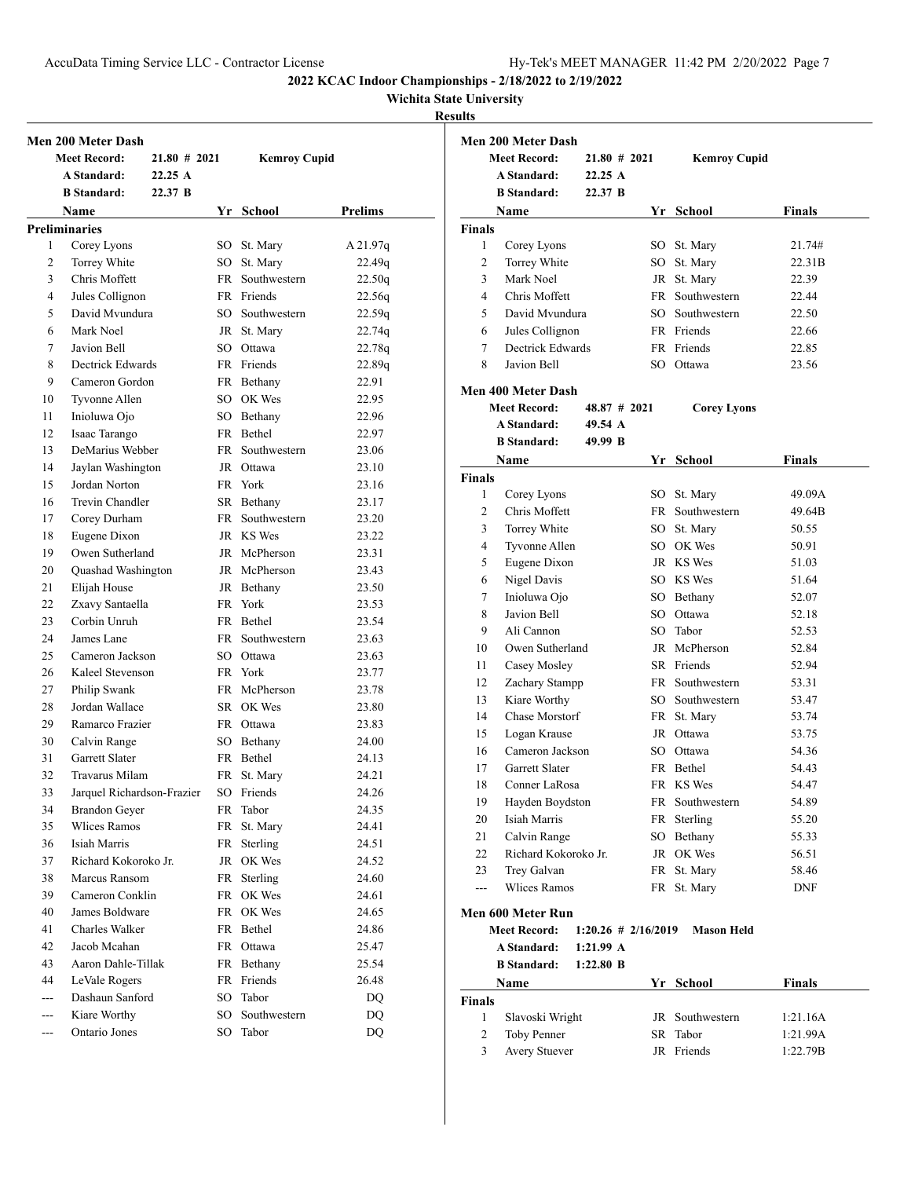# 2022 KCAC Indoor Championships - 2/18/2022 to 2/19/2022

**Wichita State University**

**Results**

## Men 200 Meter Dash

**Meet Record:** 21.80 # 2021 Kemroy Cupid
**A Standard:** 22.25 A
**B Standard:** 22.37 B

### Preliminaries

| | Name | Yr | School | Prelims |
|---|---|---|---|---|
| 1 | Corey Lyons | SO | St. Mary | A 21.97q |
| 2 | Torrey White | SO | St. Mary | 22.49q |
| 3 | Chris Moffett | FR | Southwestern | 22.50q |
| 4 | Jules Collignon | FR | Friends | 22.56q |
| 5 | David Mvundura | SO | Southwestern | 22.59q |
| 6 | Mark Noel | JR | St. Mary | 22.74q |
| 7 | Javion Bell | SO | Ottawa | 22.78q |
| 8 | Dectrick Edwards | FR | Friends | 22.89q |
| 9 | Cameron Gordon | FR | Bethany | 22.91 |
| 10 | Tyvonne Allen | SO | OK Wes | 22.95 |
| 11 | Inioluwa Ojo | SO | Bethany | 22.96 |
| 12 | Isaac Tarango | FR | Bethel | 22.97 |
| 13 | DeMarius Webber | FR | Southwestern | 23.06 |
| 14 | Jaylan Washington | JR | Ottawa | 23.10 |
| 15 | Jordan Norton | FR | York | 23.16 |
| 16 | Trevin Chandler | SR | Bethany | 23.17 |
| 17 | Corey Durham | FR | Southwestern | 23.20 |
| 18 | Eugene Dixon | JR | KS Wes | 23.22 |
| 19 | Owen Sutherland | JR | McPherson | 23.31 |
| 20 | Quashad Washington | JR | McPherson | 23.43 |
| 21 | Elijah House | JR | Bethany | 23.50 |
| 22 | Zxavy Santaella | FR | York | 23.53 |
| 23 | Corbin Unruh | FR | Bethel | 23.54 |
| 24 | James Lane | FR | Southwestern | 23.63 |
| 25 | Cameron Jackson | SO | Ottawa | 23.63 |
| 26 | Kaleel Stevenson | FR | York | 23.77 |
| 27 | Philip Swank | FR | McPherson | 23.78 |
| 28 | Jordan Wallace | SR | OK Wes | 23.80 |
| 29 | Ramarco Frazier | FR | Ottawa | 23.83 |
| 30 | Calvin Range | SO | Bethany | 24.00 |
| 31 | Garrett Slater | FR | Bethel | 24.13 |
| 32 | Travarus Milam | FR | St. Mary | 24.21 |
| 33 | Jarquel Richardson-Frazier | SO | Friends | 24.26 |
| 34 | Brandon Geyer | FR | Tabor | 24.35 |
| 35 | Wlices Ramos | FR | St. Mary | 24.41 |
| 36 | Isiah Marris | FR | Sterling | 24.51 |
| 37 | Richard Kokoroko Jr. | JR | OK Wes | 24.52 |
| 38 | Marcus Ransom | FR | Sterling | 24.60 |
| 39 | Cameron Conklin | FR | OK Wes | 24.61 |
| 40 | James Boldware | FR | OK Wes | 24.65 |
| 41 | Charles Walker | FR | Bethel | 24.86 |
| 42 | Jacob Mcahan | FR | Ottawa | 25.47 |
| 43 | Aaron Dahle-Tillak | FR | Bethany | 25.54 |
| 44 | LeVale Rogers | FR | Friends | 26.48 |
| --- | Dashaun Sanford | SO | Tabor | DQ |
| --- | Kiare Worthy | SO | Southwestern | DQ |
| --- | Ontario Jones | SO | Tabor | DQ |

## Men 200 Meter Dash

**Meet Record:** 21.80 # 2021 Kemroy Cupid
**A Standard:** 22.25 A
**B Standard:** 22.37 B

### Finals

| | Name | Yr | School | Finals |
|---|---|---|---|---|
| 1 | Corey Lyons | SO | St. Mary | 21.74# |
| 2 | Torrey White | SO | St. Mary | 22.31B |
| 3 | Mark Noel | JR | St. Mary | 22.39 |
| 4 | Chris Moffett | FR | Southwestern | 22.44 |
| 5 | David Mvundura | SO | Southwestern | 22.50 |
| 6 | Jules Collignon | FR | Friends | 22.66 |
| 7 | Dectrick Edwards | FR | Friends | 22.85 |
| 8 | Javion Bell | SO | Ottawa | 23.56 |

## Men 400 Meter Dash

**Meet Record:** 48.87 # 2021 Corey Lyons
**A Standard:** 49.54 A
**B Standard:** 49.99 B

### Finals

| | Name | Yr | School | Finals |
|---|---|---|---|---|
| 1 | Corey Lyons | SO | St. Mary | 49.09A |
| 2 | Chris Moffett | FR | Southwestern | 49.64B |
| 3 | Torrey White | SO | St. Mary | 50.55 |
| 4 | Tyvonne Allen | SO | OK Wes | 50.91 |
| 5 | Eugene Dixon | JR | KS Wes | 51.03 |
| 6 | Nigel Davis | SO | KS Wes | 51.64 |
| 7 | Inioluwa Ojo | SO | Bethany | 52.07 |
| 8 | Javion Bell | SO | Ottawa | 52.18 |
| 9 | Ali Cannon | SO | Tabor | 52.53 |
| 10 | Owen Sutherland | JR | McPherson | 52.84 |
| 11 | Casey Mosley | SR | Friends | 52.94 |
| 12 | Zachary Stampp | FR | Southwestern | 53.31 |
| 13 | Kiare Worthy | SO | Southwestern | 53.47 |
| 14 | Chase Morstorf | FR | St. Mary | 53.74 |
| 15 | Logan Krause | JR | Ottawa | 53.75 |
| 16 | Cameron Jackson | SO | Ottawa | 54.36 |
| 17 | Garrett Slater | FR | Bethel | 54.43 |
| 18 | Conner LaRosa | FR | KS Wes | 54.47 |
| 19 | Hayden Boydston | FR | Southwestern | 54.89 |
| 20 | Isiah Marris | FR | Sterling | 55.20 |
| 21 | Calvin Range | SO | Bethany | 55.33 |
| 22 | Richard Kokoroko Jr. | JR | OK Wes | 56.51 |
| 23 | Trey Galvan | FR | St. Mary | 58.46 |
| --- | Wlices Ramos | FR | St. Mary | DNF |

## Men 600 Meter Run

**Meet Record:** 1:20.26 # 2/16/2019 Mason Held
**A Standard:** 1:21.99 A
**B Standard:** 1:22.80 B

### Finals

| | Name | Yr | School | Finals |
|---|---|---|---|---|
| 1 | Slavoski Wright | JR | Southwestern | 1:21.16A |
| 2 | Toby Penner | SR | Tabor | 1:21.99A |
| 3 | Avery Stuever | JR | Friends | 1:22.79B |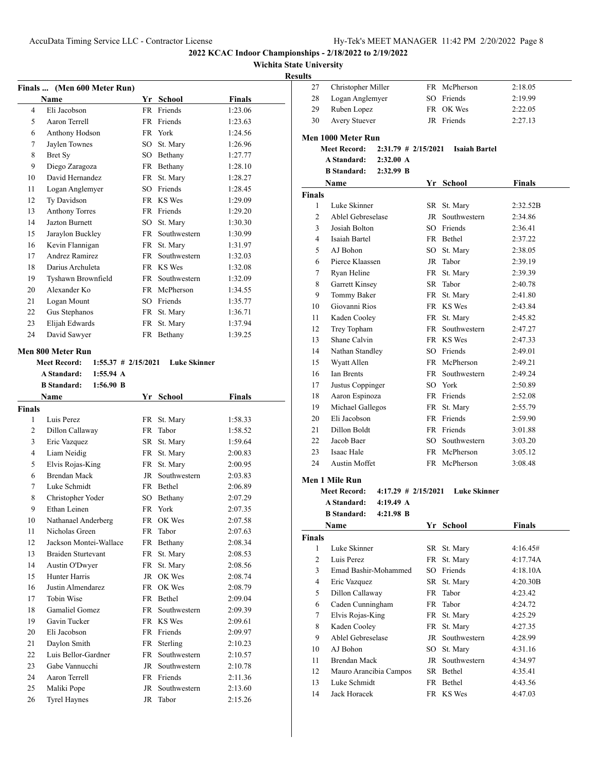**2022 KCAC Indoor Championships - 2/18/2022 to 2/19/2022**

**Wichita State University**

**Results**

### Finals ... (Men 600 Meter Run)

| | Name | Yr | School | Finals |
|---|---|---|---|---|
| 4 | Eli Jacobson | FR | Friends | 1:23.06 |
| 5 | Aaron Terrell | FR | Friends | 1:23.63 |
| 6 | Anthony Hodson | FR | York | 1:24.56 |
| 7 | Jaylen Townes | SO | St. Mary | 1:26.96 |
| 8 | Bret Sy | SO | Bethany | 1:27.77 |
| 9 | Diego Zaragoza | FR | Bethany | 1:28.10 |
| 10 | David Hernandez | FR | St. Mary | 1:28.27 |
| 11 | Logan Anglemyer | SO | Friends | 1:28.45 |
| 12 | Ty Davidson | FR | KS Wes | 1:29.09 |
| 13 | Anthony Torres | FR | Friends | 1:29.20 |
| 14 | Jazton Burnett | SO | St. Mary | 1:30.30 |
| 15 | Jaraylon Buckley | FR | Southwestern | 1:30.99 |
| 16 | Kevin Flannigan | FR | St. Mary | 1:31.97 |
| 17 | Andrez Ramirez | FR | Southwestern | 1:32.03 |
| 18 | Darius Archuleta | FR | KS Wes | 1:32.08 |
| 19 | Tyshawn Brownfield | FR | Southwestern | 1:32.09 |
| 20 | Alexander Ko | FR | McPherson | 1:34.55 |
| 21 | Logan Mount | SO | Friends | 1:35.77 |
| 22 | Gus Stephanos | FR | St. Mary | 1:36.71 |
| 23 | Elijah Edwards | FR | St. Mary | 1:37.94 |
| 24 | David Sawyer | FR | Bethany | 1:39.25 |

### Men 800 Meter Run

**Meet Record:** 1:55.37 # 2/15/2021 **Luke Skinner**
**A Standard:** 1:55.94 A
**B Standard:** 1:56.90 B

| | Name | Yr | School | Finals |
|---|---|---|---|---|
| **Finals** | | | | |
| 1 | Luis Perez | FR | St. Mary | 1:58.33 |
| 2 | Dillon Callaway | FR | Tabor | 1:58.52 |
| 3 | Eric Vazquez | SR | St. Mary | 1:59.64 |
| 4 | Liam Neidig | FR | St. Mary | 2:00.83 |
| 5 | Elvis Rojas-King | FR | St. Mary | 2:00.95 |
| 6 | Brendan Mack | JR | Southwestern | 2:03.83 |
| 7 | Luke Schmidt | FR | Bethel | 2:06.89 |
| 8 | Christopher Yoder | SO | Bethany | 2:07.29 |
| 9 | Ethan Leinen | FR | York | 2:07.35 |
| 10 | Nathanael Anderberg | FR | OK Wes | 2:07.58 |
| 11 | Nicholas Green | FR | Tabor | 2:07.63 |
| 12 | Jackson Montei-Wallace | FR | Bethany | 2:08.34 |
| 13 | Braiden Sturtevant | FR | St. Mary | 2:08.53 |
| 14 | Austin O'Dwyer | FR | St. Mary | 2:08.56 |
| 15 | Hunter Harris | JR | OK Wes | 2:08.74 |
| 16 | Justin Almendarez | FR | OK Wes | 2:08.79 |
| 17 | Tobin Wise | FR | Bethel | 2:09.04 |
| 18 | Gamaliel Gomez | FR | Southwestern | 2:09.39 |
| 19 | Gavin Tucker | FR | KS Wes | 2:09.61 |
| 20 | Eli Jacobson | FR | Friends | 2:09.97 |
| 21 | Daylon Smith | FR | Sterling | 2:10.23 |
| 22 | Luis Bellor-Gardner | FR | Southwestern | 2:10.57 |
| 23 | Gabe Vannucchi | JR | Southwestern | 2:10.78 |
| 24 | Aaron Terrell | FR | Friends | 2:11.36 |
| 25 | Maliki Pope | JR | Southwestern | 2:13.60 |
| 26 | Tyrel Haynes | JR | Tabor | 2:15.26 |
| 27 | Christopher Miller | FR | McPherson | 2:18.05 |
| 28 | Logan Anglemyer | SO | Friends | 2:19.99 |
| 29 | Ruben Lopez | FR | OK Wes | 2:22.05 |
| 30 | Avery Stuever | JR | Friends | 2:27.13 |

### Men 1000 Meter Run

**Meet Record:** 2:31.79 # 2/15/2021 **Isaiah Bartel**
**A Standard:** 2:32.00 A
**B Standard:** 2:32.99 B

| | Name | Yr | School | Finals |
|---|---|---|---|---|
| **Finals** | | | | |
| 1 | Luke Skinner | SR | St. Mary | 2:32.52B |
| 2 | Ablel Gebreselase | JR | Southwestern | 2:34.86 |
| 3 | Josiah Bolton | SO | Friends | 2:36.41 |
| 4 | Isaiah Bartel | FR | Bethel | 2:37.22 |
| 5 | AJ Bohon | SO | St. Mary | 2:38.05 |
| 6 | Pierce Klaassen | JR | Tabor | 2:39.19 |
| 7 | Ryan Heline | FR | St. Mary | 2:39.39 |
| 8 | Garrett Kinsey | SR | Tabor | 2:40.78 |
| 9 | Tommy Baker | FR | St. Mary | 2:41.80 |
| 10 | Giovanni Rios | FR | KS Wes | 2:43.84 |
| 11 | Kaden Cooley | FR | St. Mary | 2:45.82 |
| 12 | Trey Topham | FR | Southwestern | 2:47.27 |
| 13 | Shane Calvin | FR | KS Wes | 2:47.33 |
| 14 | Nathan Standley | SO | Friends | 2:49.01 |
| 15 | Wyatt Allen | FR | McPherson | 2:49.21 |
| 16 | Ian Brents | FR | Southwestern | 2:49.24 |
| 17 | Justus Coppinger | SO | York | 2:50.89 |
| 18 | Aaron Espinoza | FR | Friends | 2:52.08 |
| 19 | Michael Gallegos | FR | St. Mary | 2:55.79 |
| 20 | Eli Jacobson | FR | Friends | 2:59.90 |
| 21 | Dillon Boldt | FR | Friends | 3:01.88 |
| 22 | Jacob Baer | SO | Southwestern | 3:03.20 |
| 23 | Isaac Hale | FR | McPherson | 3:05.12 |
| 24 | Austin Moffet | FR | McPherson | 3:08.48 |

### Men 1 Mile Run

**Meet Record:** 4:17.29 # 2/15/2021 **Luke Skinner**
**A Standard:** 4:19.49 A
**B Standard:** 4:21.98 B

| | Name | Yr | School | Finals |
|---|---|---|---|---|
| **Finals** | | | | |
| 1 | Luke Skinner | SR | St. Mary | 4:16.45# |
| 2 | Luis Perez | FR | St. Mary | 4:17.74A |
| 3 | Emad Bashir-Mohammed | SO | Friends | 4:18.10A |
| 4 | Eric Vazquez | SR | St. Mary | 4:20.30B |
| 5 | Dillon Callaway | FR | Tabor | 4:23.42 |
| 6 | Caden Cunningham | FR | Tabor | 4:24.72 |
| 7 | Elvis Rojas-King | FR | St. Mary | 4:25.29 |
| 8 | Kaden Cooley | FR | St. Mary | 4:27.35 |
| 9 | Ablel Gebreselase | JR | Southwestern | 4:28.99 |
| 10 | AJ Bohon | SO | St. Mary | 4:31.16 |
| 11 | Brendan Mack | JR | Southwestern | 4:34.97 |
| 12 | Mauro Arancibia Campos | SR | Bethel | 4:35.41 |
| 13 | Luke Schmidt | FR | Bethel | 4:43.56 |
| 14 | Jack Horacek | FR | KS Wes | 4:47.03 |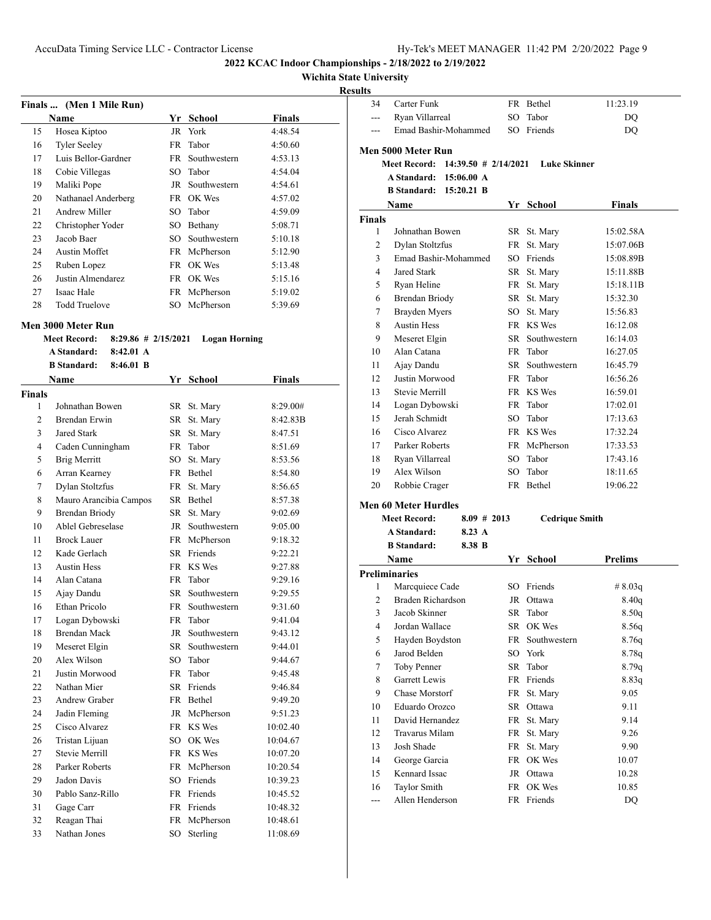**2022 KCAC Indoor Championships - 2/18/2022 to 2/19/2022**

**Wichita State University**

**Results**

### Finals ... (Men 1 Mile Run)

| | Name | Yr | School | Finals |
|---|---|---|---|---|
| 15 | Hosea Kiptoo | JR | York | 4:48.54 |
| 16 | Tyler Seeley | FR | Tabor | 4:50.60 |
| 17 | Luis Bellor-Gardner | FR | Southwestern | 4:53.13 |
| 18 | Cobie Villegas | SO | Tabor | 4:54.04 |
| 19 | Maliki Pope | JR | Southwestern | 4:54.61 |
| 20 | Nathanael Anderberg | FR | OK Wes | 4:57.02 |
| 21 | Andrew Miller | SO | Tabor | 4:59.09 |
| 22 | Christopher Yoder | SO | Bethany | 5:08.71 |
| 23 | Jacob Baer | SO | Southwestern | 5:10.18 |
| 24 | Austin Moffet | FR | McPherson | 5:12.90 |
| 25 | Ruben Lopez | FR | OK Wes | 5:13.48 |
| 26 | Justin Almendarez | FR | OK Wes | 5:15.16 |
| 27 | Isaac Hale | FR | McPherson | 5:19.02 |
| 28 | Todd Truelove | SO | McPherson | 5:39.69 |

### Men 3000 Meter Run

**Meet Record:** 8:29.86 # 2/15/2021 **Logan Horning**
**A Standard:** 8:42.01 A
**B Standard:** 8:46.01 B

| | Name | Yr | School | Finals |
|---|---|---|---|---|
| **Finals** | | | | |
| 1 | Johnathan Bowen | SR | St. Mary | 8:29.00# |
| 2 | Brendan Erwin | SR | St. Mary | 8:42.83B |
| 3 | Jared Stark | SR | St. Mary | 8:47.51 |
| 4 | Caden Cunningham | FR | Tabor | 8:51.69 |
| 5 | Brig Merritt | SO | St. Mary | 8:53.56 |
| 6 | Arran Kearney | FR | Bethel | 8:54.80 |
| 7 | Dylan Stoltzfus | FR | St. Mary | 8:56.65 |
| 8 | Mauro Arancibia Campos | SR | Bethel | 8:57.38 |
| 9 | Brendan Briody | SR | St. Mary | 9:02.69 |
| 10 | Ablel Gebreselase | JR | Southwestern | 9:05.00 |
| 11 | Brock Lauer | FR | McPherson | 9:18.32 |
| 12 | Kade Gerlach | SR | Friends | 9:22.21 |
| 13 | Austin Hess | FR | KS Wes | 9:27.88 |
| 14 | Alan Catana | FR | Tabor | 9:29.16 |
| 15 | Ajay Dandu | SR | Southwestern | 9:29.55 |
| 16 | Ethan Pricolo | FR | Southwestern | 9:31.60 |
| 17 | Logan Dybowski | FR | Tabor | 9:41.04 |
| 18 | Brendan Mack | JR | Southwestern | 9:43.12 |
| 19 | Meseret Elgin | SR | Southwestern | 9:44.01 |
| 20 | Alex Wilson | SO | Tabor | 9:44.67 |
| 21 | Justin Morwood | FR | Tabor | 9:45.48 |
| 22 | Nathan Mier | SR | Friends | 9:46.84 |
| 23 | Andrew Graber | FR | Bethel | 9:49.20 |
| 24 | Jadin Fleming | JR | McPherson | 9:51.23 |
| 25 | Cisco Alvarez | FR | KS Wes | 10:02.40 |
| 26 | Tristan Lijuan | SO | OK Wes | 10:04.67 |
| 27 | Stevie Merrill | FR | KS Wes | 10:07.20 |
| 28 | Parker Roberts | FR | McPherson | 10:20.54 |
| 29 | Jadon Davis | SO | Friends | 10:39.23 |
| 30 | Pablo Sanz-Rillo | FR | Friends | 10:45.52 |
| 31 | Gage Carr | FR | Friends | 10:48.32 |
| 32 | Reagan Thai | FR | McPherson | 10:48.61 |
| 33 | Nathan Jones | SO | Sterling | 11:08.69 |
| 34 | Carter Funk | FR | Bethel | 11:23.19 |
| --- | Ryan Villarreal | SO | Tabor | DQ |
| --- | Emad Bashir-Mohammed | SO | Friends | DQ |

### Men 5000 Meter Run

**Meet Record:** 14:39.50 # 2/14/2021 **Luke Skinner**
**A Standard:** 15:06.00 A
**B Standard:** 15:20.21 B

| | Name | Yr | School | Finals |
|---|---|---|---|---|
| **Finals** | | | | |
| 1 | Johnathan Bowen | SR | St. Mary | 15:02.58A |
| 2 | Dylan Stoltzfus | FR | St. Mary | 15:07.06B |
| 3 | Emad Bashir-Mohammed | SO | Friends | 15:08.89B |
| 4 | Jared Stark | SR | St. Mary | 15:11.88B |
| 5 | Ryan Heline | FR | St. Mary | 15:18.11B |
| 6 | Brendan Briody | SR | St. Mary | 15:32.30 |
| 7 | Brayden Myers | SO | St. Mary | 15:56.83 |
| 8 | Austin Hess | FR | KS Wes | 16:12.08 |
| 9 | Meseret Elgin | SR | Southwestern | 16:14.03 |
| 10 | Alan Catana | FR | Tabor | 16:27.05 |
| 11 | Ajay Dandu | SR | Southwestern | 16:45.79 |
| 12 | Justin Morwood | FR | Tabor | 16:56.26 |
| 13 | Stevie Merrill | FR | KS Wes | 16:59.01 |
| 14 | Logan Dybowski | FR | Tabor | 17:02.01 |
| 15 | Jerah Schmidt | SO | Tabor | 17:13.63 |
| 16 | Cisco Alvarez | FR | KS Wes | 17:32.24 |
| 17 | Parker Roberts | FR | McPherson | 17:33.53 |
| 18 | Ryan Villarreal | SO | Tabor | 17:43.16 |
| 19 | Alex Wilson | SO | Tabor | 18:11.65 |
| 20 | Robbie Crager | FR | Bethel | 19:06.22 |

### Men 60 Meter Hurdles

**Meet Record:** 8.09 # 2013 **Cedrique Smith**
**A Standard:** 8.23 A
**B Standard:** 8.38 B

| | Name | Yr | School | Prelims |
|---|---|---|---|---|
| **Preliminaries** | | | | |
| 1 | Marcquiece Cade | SO | Friends | # 8.03q |
| 2 | Braden Richardson | JR | Ottawa | 8.40q |
| 3 | Jacob Skinner | SR | Tabor | 8.50q |
| 4 | Jordan Wallace | SR | OK Wes | 8.56q |
| 5 | Hayden Boydston | FR | Southwestern | 8.76q |
| 6 | Jarod Belden | SO | York | 8.78q |
| 7 | Toby Penner | SR | Tabor | 8.79q |
| 8 | Garrett Lewis | FR | Friends | 8.83q |
| 9 | Chase Morstorf | FR | St. Mary | 9.05 |
| 10 | Eduardo Orozco | SR | Ottawa | 9.11 |
| 11 | David Hernandez | FR | St. Mary | 9.14 |
| 12 | Travarus Milam | FR | St. Mary | 9.26 |
| 13 | Josh Shade | FR | St. Mary | 9.90 |
| 14 | George Garcia | FR | OK Wes | 10.07 |
| 15 | Kennard Issac | JR | Ottawa | 10.28 |
| 16 | Taylor Smith | FR | OK Wes | 10.85 |
| --- | Allen Henderson | FR | Friends | DQ |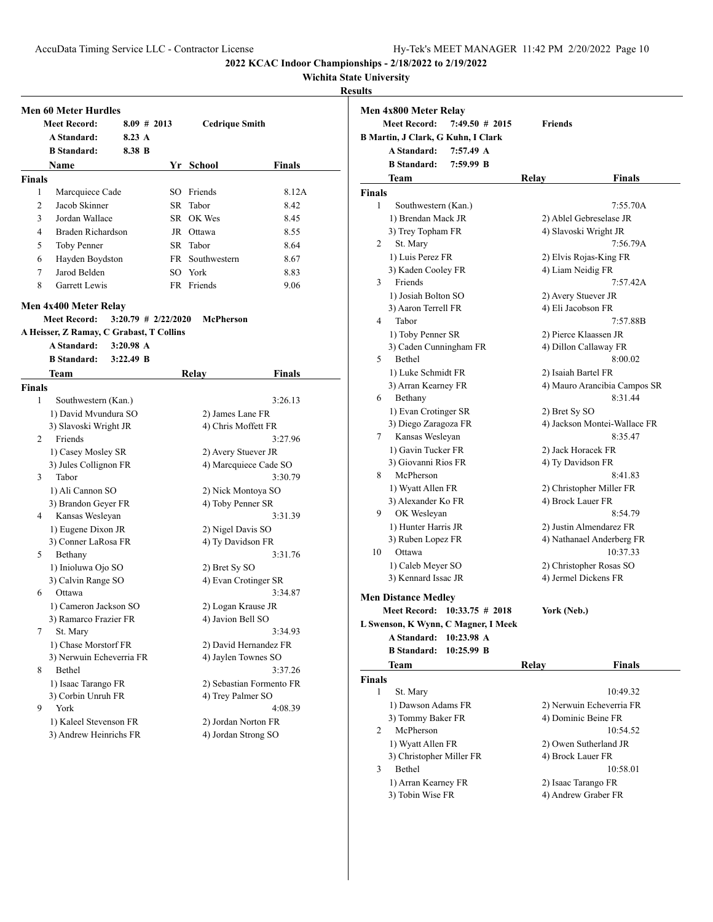**2022 KCAC Indoor Championships - 2/18/2022 to 2/19/2022**

**Wichita State University**

**Results**

## Men 60 Meter Hurdles

Meet Record: 8.09 # 2013 Cedrique Smith
A Standard: 8.23 A
B Standard: 8.38 B

| | Name | Yr | School | Finals |
|---|---|---|---|---|
| **Finals** | | | | |
| 1 | Marcquiece Cade | SO | Friends | 8.12A |
| 2 | Jacob Skinner | SR | Tabor | 8.42 |
| 3 | Jordan Wallace | SR | OK Wes | 8.45 |
| 4 | Braden Richardson | JR | Ottawa | 8.55 |
| 5 | Toby Penner | SR | Tabor | 8.64 |
| 6 | Hayden Boydston | FR | Southwestern | 8.67 |
| 7 | Jarod Belden | SO | York | 8.83 |
| 8 | Garrett Lewis | FR | Friends | 9.06 |

## Men 4x400 Meter Relay

Meet Record: 3:20.79 # 2/22/2020 McPherson
A Heisser, Z Ramay, C Grabast, T Collins
A Standard: 3:20.98 A
B Standard: 3:22.49 B

| | Team | Relay | Finals |
|---|---|---|---|
| **Finals** | | | |
| 1 | Southwestern (Kan.) | | 3:26.13 |
| | 1) David Mvundura SO | 2) James Lane FR | |
| | 3) Slavoski Wright JR | 4) Chris Moffett FR | |
| 2 | Friends | | 3:27.96 |
| | 1) Casey Mosley SR | 2) Avery Stuever JR | |
| | 3) Jules Collignon FR | 4) Marcquiece Cade SO | |
| 3 | Tabor | | 3:30.79 |
| | 1) Ali Cannon SO | 2) Nick Montoya SO | |
| | 3) Brandon Geyer FR | 4) Toby Penner SR | |
| 4 | Kansas Wesleyan | | 3:31.39 |
| | 1) Eugene Dixon JR | 2) Nigel Davis SO | |
| | 3) Conner LaRosa FR | 4) Ty Davidson FR | |
| 5 | Bethany | | 3:31.76 |
| | 1) Inioluwa Ojo SO | 2) Bret Sy SO | |
| | 3) Calvin Range SO | 4) Evan Crotinger SR | |
| 6 | Ottawa | | 3:34.87 |
| | 1) Cameron Jackson SO | 2) Logan Krause JR | |
| | 3) Ramarco Frazier FR | 4) Javion Bell SO | |
| 7 | St. Mary | | 3:34.93 |
| | 1) Chase Morstorf FR | 2) David Hernandez FR | |
| | 3) Nerwuin Echeverria FR | 4) Jaylen Townes SO | |
| 8 | Bethel | | 3:37.26 |
| | 1) Isaac Tarango FR | 2) Sebastian Formento FR | |
| | 3) Corbin Unruh FR | 4) Trey Palmer SO | |
| 9 | York | | 4:08.39 |
| | 1) Kaleel Stevenson FR | 2) Jordan Norton FR | |
| | 3) Andrew Heinrichs FR | 4) Jordan Strong SO | |

## Men 4x800 Meter Relay

Meet Record: 7:49.50 # 2015 Friends
B Martin, J Clark, G Kuhn, I Clark
A Standard: 7:57.49 A
B Standard: 7:59.99 B

| | Team | Relay | Finals |
|---|---|---|---|
| **Finals** | | | |
| 1 | Southwestern (Kan.) | | 7:55.70A |
| | 1) Brendan Mack JR | 2) Ablel Gebreselase JR | |
| | 3) Trey Topham FR | 4) Slavoski Wright JR | |
| 2 | St. Mary | | 7:56.79A |
| | 1) Luis Perez FR | 2) Elvis Rojas-King FR | |
| | 3) Kaden Cooley FR | 4) Liam Neidig FR | |
| 3 | Friends | | 7:57.42A |
| | 1) Josiah Bolton SO | 2) Avery Stuever JR | |
| | 3) Aaron Terrell FR | 4) Eli Jacobson FR | |
| 4 | Tabor | | 7:57.88B |
| | 1) Toby Penner SR | 2) Pierce Klaassen JR | |
| | 3) Caden Cunningham FR | 4) Dillon Callaway FR | |
| 5 | Bethel | | 8:00.02 |
| | 1) Luke Schmidt FR | 2) Isaiah Bartel FR | |
| | 3) Arran Kearney FR | 4) Mauro Arancibia Campos SR | |
| 6 | Bethany | | 8:31.44 |
| | 1) Evan Crotinger SR | 2) Bret Sy SO | |
| | 3) Diego Zaragoza FR | 4) Jackson Montei-Wallace FR | |
| 7 | Kansas Wesleyan | | 8:35.47 |
| | 1) Gavin Tucker FR | 2) Jack Horacek FR | |
| | 3) Giovanni Rios FR | 4) Ty Davidson FR | |
| 8 | McPherson | | 8:41.83 |
| | 1) Wyatt Allen FR | 2) Christopher Miller FR | |
| | 3) Alexander Ko FR | 4) Brock Lauer FR | |
| 9 | OK Wesleyan | | 8:54.79 |
| | 1) Hunter Harris JR | 2) Justin Almendarez FR | |
| | 3) Ruben Lopez FR | 4) Nathanael Anderberg FR | |
| 10 | Ottawa | | 10:37.33 |
| | 1) Caleb Meyer SO | 2) Christopher Rosas SO | |
| | 3) Kennard Issac JR | 4) Jermel Dickens FR | |

## Men Distance Medley

Meet Record: 10:33.75 # 2018 York (Neb.)
L Swenson, K Wynn, C Magner, I Meek
A Standard: 10:23.98 A
B Standard: 10:25.99 B

| | Team | Relay | Finals |
|---|---|---|---|
| **Finals** | | | |
| 1 | St. Mary | | 10:49.32 |
| | 1) Dawson Adams FR | 2) Nerwuin Echeverria FR | |
| | 3) Tommy Baker FR | 4) Dominic Beine FR | |
| 2 | McPherson | | 10:54.52 |
| | 1) Wyatt Allen FR | 2) Owen Sutherland JR | |
| | 3) Christopher Miller FR | 4) Brock Lauer FR | |
| 3 | Bethel | | 10:58.01 |
| | 1) Arran Kearney FR | 2) Isaac Tarango FR | |
| | 3) Tobin Wise FR | 4) Andrew Graber FR | |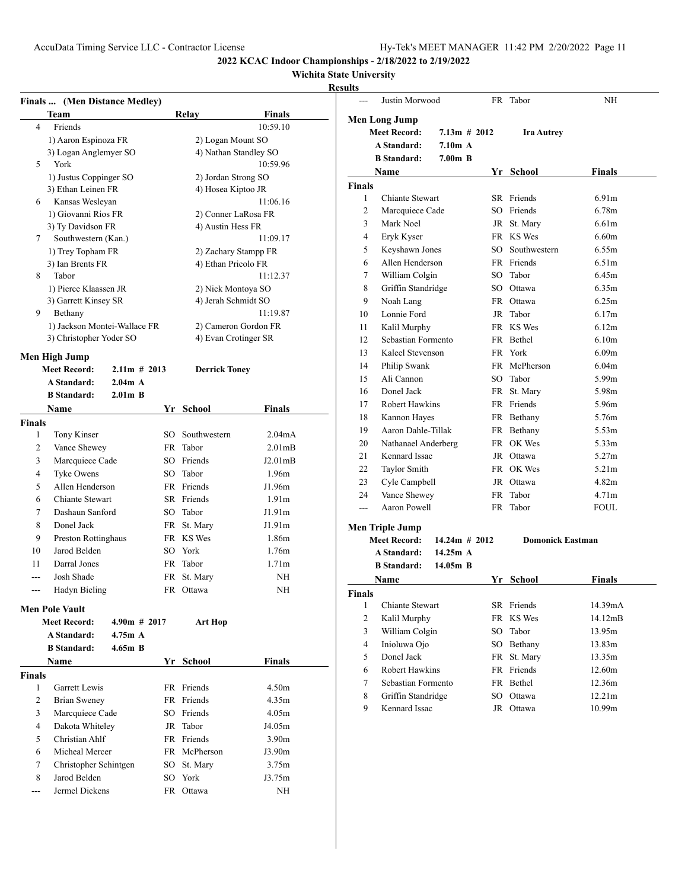**2022 KCAC Indoor Championships - 2/18/2022 to 2/19/2022**

**Wichita State University**

**Results**

### Finals ... (Men Distance Medley)

| | Team | Relay | Finals |
|---|---|---|---|
| 4 | Friends | | 10:59.10 |
| | 1) Aaron Espinoza FR | 2) Logan Mount SO | |
| | 3) Logan Anglemyer SO | 4) Nathan Standley SO | |
| 5 | York | | 10:59.96 |
| | 1) Justus Coppinger SO | 2) Jordan Strong SO | |
| | 3) Ethan Leinen FR | 4) Hosea Kiptoo JR | |
| 6 | Kansas Wesleyan | | 11:06.16 |
| | 1) Giovanni Rios FR | 2) Conner LaRosa FR | |
| | 3) Ty Davidson FR | 4) Austin Hess FR | |
| 7 | Southwestern (Kan.) | | 11:09.17 |
| | 1) Trey Topham FR | 2) Zachary Stampp FR | |
| | 3) Ian Brents FR | 4) Ethan Pricolo FR | |
| 8 | Tabor | | 11:12.37 |
| | 1) Pierce Klaassen JR | 2) Nick Montoya SO | |
| | 3) Garrett Kinsey SR | 4) Jerah Schmidt SO | |
| 9 | Bethany | | 11:19.87 |
| | 1) Jackson Montei-Wallace FR | 2) Cameron Gordon FR | |
| | 3) Christopher Yoder SO | 4) Evan Crotinger SR | |

### Men High Jump

**Meet Record:** 2.11m # 2013 **Derrick Toney**
**A Standard:** 2.04m A
**B Standard:** 2.01m B

**Finals**

| | Name | Yr | School | Finals |
|---|---|---|---|---|
| 1 | Tony Kinser | SO | Southwestern | 2.04mA |
| 2 | Vance Shewey | FR | Tabor | 2.01mB |
| 3 | Marcquiece Cade | SO | Friends | J2.01mB |
| 4 | Tyke Owens | SO | Tabor | 1.96m |
| 5 | Allen Henderson | FR | Friends | J1.96m |
| 6 | Chiante Stewart | SR | Friends | 1.91m |
| 7 | Dashaun Sanford | SO | Tabor | J1.91m |
| 8 | Donel Jack | FR | St. Mary | J1.91m |
| 9 | Preston Rottinghaus | FR | KS Wes | 1.86m |
| 10 | Jarod Belden | SO | York | 1.76m |
| 11 | Darral Jones | FR | Tabor | 1.71m |
| --- | Josh Shade | FR | St. Mary | NH |
| --- | Hadyn Bieling | FR | Ottawa | NH |

### Men Pole Vault

**Meet Record:** 4.90m # 2017 **Art Hop**
**A Standard:** 4.75m A
**B Standard:** 4.65m B

**Finals**

| | Name | Yr | School | Finals |
|---|---|---|---|---|
| 1 | Garrett Lewis | FR | Friends | 4.50m |
| 2 | Brian Sweney | FR | Friends | 4.35m |
| 3 | Marcquiece Cade | SO | Friends | 4.05m |
| 4 | Dakota Whiteley | JR | Tabor | J4.05m |
| 5 | Christian Ahlf | FR | Friends | 3.90m |
| 6 | Micheal Mercer | FR | McPherson | J3.90m |
| 7 | Christopher Schintgen | SO | St. Mary | 3.75m |
| 8 | Jarod Belden | SO | York | J3.75m |
| --- | Jermel Dickens | FR | Ottawa | NH |
| --- | Justin Morwood | FR | Tabor | NH |

### Men Long Jump

**Meet Record:** 7.13m # 2012 **Ira Autrey**
**A Standard:** 7.10m A
**B Standard:** 7.00m B

**Finals**

| | Name | Yr | School | Finals |
|---|---|---|---|---|
| 1 | Chiante Stewart | SR | Friends | 6.91m |
| 2 | Marcquiece Cade | SO | Friends | 6.78m |
| 3 | Mark Noel | JR | St. Mary | 6.61m |
| 4 | Eryk Kyser | FR | KS Wes | 6.60m |
| 5 | Keyshawn Jones | SO | Southwestern | 6.55m |
| 6 | Allen Henderson | FR | Friends | 6.51m |
| 7 | William Colgin | SO | Tabor | 6.45m |
| 8 | Griffin Standridge | SO | Ottawa | 6.35m |
| 9 | Noah Lang | FR | Ottawa | 6.25m |
| 10 | Lonnie Ford | JR | Tabor | 6.17m |
| 11 | Kalil Murphy | FR | KS Wes | 6.12m |
| 12 | Sebastian Formento | FR | Bethel | 6.10m |
| 13 | Kaleel Stevenson | FR | York | 6.09m |
| 14 | Philip Swank | FR | McPherson | 6.04m |
| 15 | Ali Cannon | SO | Tabor | 5.99m |
| 16 | Donel Jack | FR | St. Mary | 5.98m |
| 17 | Robert Hawkins | FR | Friends | 5.96m |
| 18 | Kannon Hayes | FR | Bethany | 5.76m |
| 19 | Aaron Dahle-Tillak | FR | Bethany | 5.53m |
| 20 | Nathanael Anderberg | FR | OK Wes | 5.33m |
| 21 | Kennard Issac | JR | Ottawa | 5.27m |
| 22 | Taylor Smith | FR | OK Wes | 5.21m |
| 23 | Cyle Campbell | JR | Ottawa | 4.82m |
| 24 | Vance Shewey | FR | Tabor | 4.71m |
| --- | Aaron Powell | FR | Tabor | FOUL |

### Men Triple Jump

**Meet Record:** 14.24m # 2012 **Domonick Eastman**
**A Standard:** 14.25m A
**B Standard:** 14.05m B

**Finals**

| | Name | Yr | School | Finals |
|---|---|---|---|---|
| 1 | Chiante Stewart | SR | Friends | 14.39mA |
| 2 | Kalil Murphy | FR | KS Wes | 14.12mB |
| 3 | William Colgin | SO | Tabor | 13.95m |
| 4 | Inioluwa Ojo | SO | Bethany | 13.83m |
| 5 | Donel Jack | FR | St. Mary | 13.35m |
| 6 | Robert Hawkins | FR | Friends | 12.60m |
| 7 | Sebastian Formento | FR | Bethel | 12.36m |
| 8 | Griffin Standridge | SO | Ottawa | 12.21m |
| 9 | Kennard Issac | JR | Ottawa | 10.99m |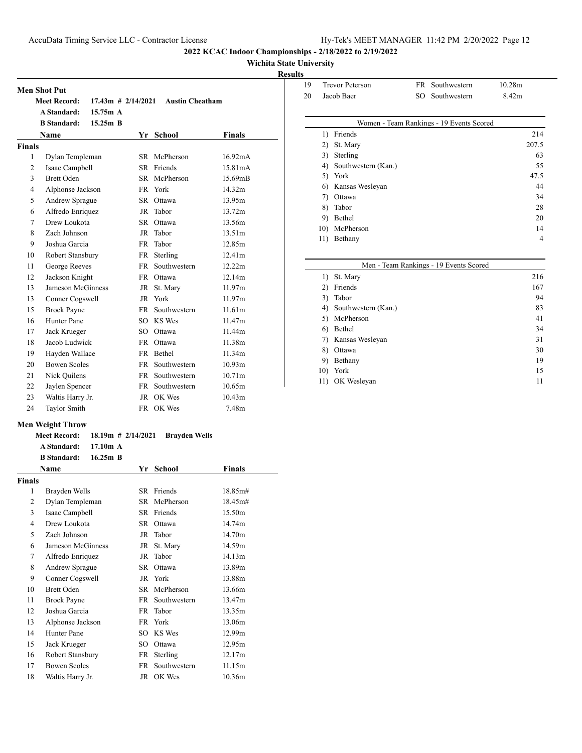**2022 KCAC Indoor Championships - 2/18/2022 to 2/19/2022**

**Wichita State University**

**Results**

### Men Shot Put

| | | | |
|---|---|---|---|
| **Meet Record:** | 17.43m # 2/14/2021 | Austin Cheatham | |
| **A Standard:** | 15.75m A | | |
| **B Standard:** | 15.25m B | | |

| | Name | Yr | School | Finals |
|---|---|---|---|---|
| **Finals** | | | | |
| 1 | Dylan Templeman | SR | McPherson | 16.92mA |
| 2 | Isaac Campbell | SR | Friends | 15.81mA |
| 3 | Brett Oden | SR | McPherson | 15.69mB |
| 4 | Alphonse Jackson | FR | York | 14.32m |
| 5 | Andrew Sprague | SR | Ottawa | 13.95m |
| 6 | Alfredo Enriquez | JR | Tabor | 13.72m |
| 7 | Drew Loukota | SR | Ottawa | 13.56m |
| 8 | Zach Johnson | JR | Tabor | 13.51m |
| 9 | Joshua Garcia | FR | Tabor | 12.85m |
| 10 | Robert Stansbury | FR | Sterling | 12.41m |
| 11 | George Reeves | FR | Southwestern | 12.22m |
| 12 | Jackson Knight | FR | Ottawa | 12.14m |
| 13 | Jameson McGinness | JR | St. Mary | 11.97m |
| 13 | Conner Cogswell | JR | York | 11.97m |
| 15 | Brock Payne | FR | Southwestern | 11.61m |
| 16 | Hunter Pane | SO | KS Wes | 11.47m |
| 17 | Jack Krueger | SO | Ottawa | 11.44m |
| 18 | Jacob Ludwick | FR | Ottawa | 11.38m |
| 19 | Hayden Wallace | FR | Bethel | 11.34m |
| 20 | Bowen Scoles | FR | Southwestern | 10.93m |
| 21 | Nick Quilens | FR | Southwestern | 10.71m |
| 22 | Jaylen Spencer | FR | Southwestern | 10.65m |
| 23 | Waltis Harry Jr. | JR | OK Wes | 10.43m |
| 24 | Taylor Smith | FR | OK Wes | 7.48m |

### Men Weight Throw

| | | | |
|---|---|---|---|
| **Meet Record:** | 18.19m # 2/14/2021 | Brayden Wells | |
| **A Standard:** | 17.10m A | | |
| **B Standard:** | 16.25m B | | |

| | Name | Yr | School | Finals |
|---|---|---|---|---|
| **Finals** | | | | |
| 1 | Brayden Wells | SR | Friends | 18.85m# |
| 2 | Dylan Templeman | SR | McPherson | 18.45m# |
| 3 | Isaac Campbell | SR | Friends | 15.50m |
| 4 | Drew Loukota | SR | Ottawa | 14.74m |
| 5 | Zach Johnson | JR | Tabor | 14.70m |
| 6 | Jameson McGinness | JR | St. Mary | 14.59m |
| 7 | Alfredo Enriquez | JR | Tabor | 14.13m |
| 8 | Andrew Sprague | SR | Ottawa | 13.89m |
| 9 | Conner Cogswell | JR | York | 13.88m |
| 10 | Brett Oden | SR | McPherson | 13.66m |
| 11 | Brock Payne | FR | Southwestern | 13.47m |
| 12 | Joshua Garcia | FR | Tabor | 13.35m |
| 13 | Alphonse Jackson | FR | York | 13.06m |
| 14 | Hunter Pane | SO | KS Wes | 12.99m |
| 15 | Jack Krueger | SO | Ottawa | 12.95m |
| 16 | Robert Stansbury | FR | Sterling | 12.17m |
| 17 | Bowen Scoles | FR | Southwestern | 11.15m |
| 18 | Waltis Harry Jr. | JR | OK Wes | 10.36m |
| 19 | Trevor Peterson | FR | Southwestern | 10.28m |
| 20 | Jacob Baer | SO | Southwestern | 8.42m |

### Women - Team Rankings - 19 Events Scored

| | | |
|---|---|---|
| 1) | Friends | 214 |
| 2) | St. Mary | 207.5 |
| 3) | Sterling | 63 |
| 4) | Southwestern (Kan.) | 55 |
| 5) | York | 47.5 |
| 6) | Kansas Wesleyan | 44 |
| 7) | Ottawa | 34 |
| 8) | Tabor | 28 |
| 9) | Bethel | 20 |
| 10) | McPherson | 14 |
| 11) | Bethany | 4 |

### Men - Team Rankings - 19 Events Scored

| | | |
|---|---|---|
| 1) | St. Mary | 216 |
| 2) | Friends | 167 |
| 3) | Tabor | 94 |
| 4) | Southwestern (Kan.) | 83 |
| 5) | McPherson | 41 |
| 6) | Bethel | 34 |
| 7) | Kansas Wesleyan | 31 |
| 8) | Ottawa | 30 |
| 9) | Bethany | 19 |
| 10) | York | 15 |
| 11) | OK Wesleyan | 11 |